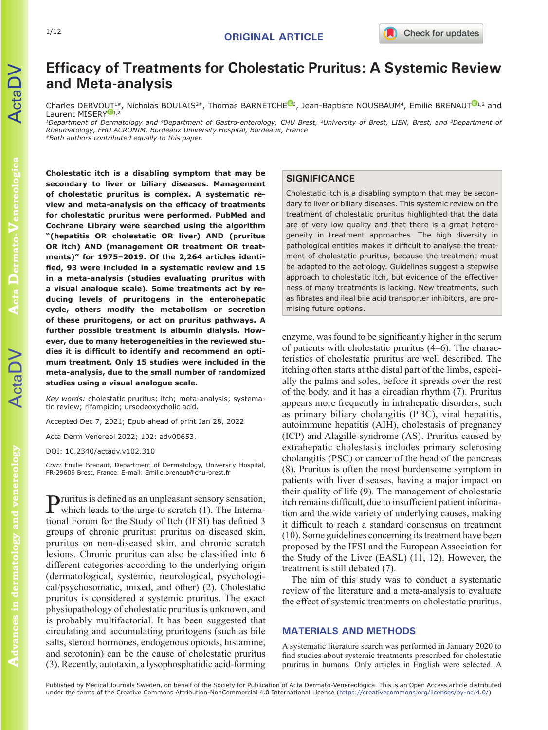ORIGINAL ARTICLE

# Efficacy of Treatments for Cholestatic Pruritus: A Systemic Review and Meta-analysis

Charles DERVOUT[1#], Nicholas BOULAIS[2#], Thomas BARNETCHE[3], Jean-Baptiste NOUSBAUM[4], Emilie BRENAUT[1,2] and Laurent MISERY[1,2]

[1]Department of Dermatology and [4]Department of Gastro-enterology, CHU Brest, [2]University of Brest, LIEN, Brest, and [3]Department of Rheumatology, FHU ACRONIM, Bordeaux University Hospital, Bordeaux, France

[#]Both authors contributed equally to this paper.

**Cholestatic itch is a disabling symptom that may be secondary to liver or biliary diseases. Management of cholestatic pruritus is complex. A systematic review and meta-analysis on the efficacy of treatments for cholestatic pruritus were performed. PubMed and Cochrane Library were searched using the algorithm "(hepatitis OR cholestatic OR liver) AND (pruritus OR itch) AND (management OR treatments)" for 1975–2019. Of the 2,264 articles identified, 93 were included in a systematic review and 15 in a meta-analysis (studies evaluating pruritus with a visual analogue scale). Some treatments act by reducing levels of pruritogens in the enterohepatic cycle, others modify the metabolism or secretion of these pruritogens, or act on pruritus pathways. A further possible treatment is albumin dialysis. However, due to many heterogeneities in the reviewed studies it is difficult to identify and recommend an optimum treatment. Only 15 studies were included in the meta-analysis, due to the small number of randomized studies using a visual analogue scale.**

*Key words:* cholestatic pruritus; itch; meta-analysis; systematic review; rifampicin; ursodeoxycholic acid.

Accepted Dec 7, 2021; Epub ahead of print Jan 28, 2022

Acta Derm Venereol 2022; 102: adv00653.

DOI: 10.2340/actadv.v102.310

*Corr:* Emilie Brenaut, Department of Dermatology, University Hospital, FR-29609 Brest, France. E-mail: Emilie.brenaut@chu-brest.fr

## SIGNIFICANCE

Cholestatic itch is a disabling symptom that may be secondary to liver or biliary diseases. This systemic review on the treatment of cholestatic pruritus highlighted that the data are of very low quality and that there is a great heterogeneity in treatment approaches. The high diversity in pathological entities makes it difficult to analyse the treatment of cholestatic pruritus, because the treatment must be adapted to the aetiology. Guidelines suggest a stepwise approach to cholestatic itch, but evidence of the effectiveness of many treatments is lacking. New treatments, such as fibrates and ileal bile acid transporter inhibitors, are promising future options.

Pruritus is defined as an unpleasant sensory sensation, which leads to the urge to scratch (1). The International Forum for the Study of Itch (IFSI) has defined 3 groups of chronic pruritus: pruritus on diseased skin, pruritus on non-diseased skin, and chronic scratch lesions. Chronic pruritus can also be classified into 6 different categories according to the underlying origin (dermatological, systemic, neurological, psychological/psychosomatic, mixed, and other) (2). Cholestatic pruritus is considered a systemic pruritus. The exact physiopathology of cholestatic pruritus is unknown, and is probably multifactorial. It has been suggested that circulating and accumulating pruritogens (such as bile salts, steroid hormones, endogenous opioids, histamine, and serotonin) can be the cause of cholestatic pruritus (3). Recently, autotaxin, a lysophosphatidic acid-forming enzyme, was found to be significantly higher in the serum of patients with cholestatic pruritus (4–6). The characteristics of cholestatic pruritus are well described. The itching often starts at the distal part of the limbs, especially the palms and soles, before it spreads over the rest of the body, and it has a circadian rhythm (7). Pruritus appears more frequently in intrahepatic disorders, such as primary biliary cholangitis (PBC), viral hepatitis, autoimmune hepatitis (AIH), cholestasis of pregnancy (ICP) and Alagille syndrome (AS). Pruritus caused by extrahepatic cholestasis includes primary sclerosing cholangitis (PSC) or cancer of the head of the pancreas (8). Pruritus is often the most burdensome symptom in patients with liver diseases, having a major impact on their quality of life (9). The management of cholestatic itch remains difficult, due to insufficient patient information and the wide variety of underlying causes, making it difficult to reach a standard consensus on treatment (10). Some guidelines concerning its treatment have been proposed by the IFSI and the European Association for the Study of the Liver (EASL) (11, 12). However, the treatment is still debated (7).

The aim of this study was to conduct a systematic review of the literature and a meta-analysis to evaluate the effect of systemic treatments on cholestatic pruritus.

## MATERIALS AND METHODS

A systematic literature search was performed in January 2020 to find studies about systemic treatments prescribed for cholestatic pruritus in humans. Only articles in English were selected. A

Published by Medical Journals Sweden, on behalf of the Society for Publication of Acta Dermato-Venereologica. This is an Open Access article distributed under the terms of the Creative Commons Attribution-NonCommercial 4.0 International License (https://creativecommons.org/licenses/by-nc/4.0/)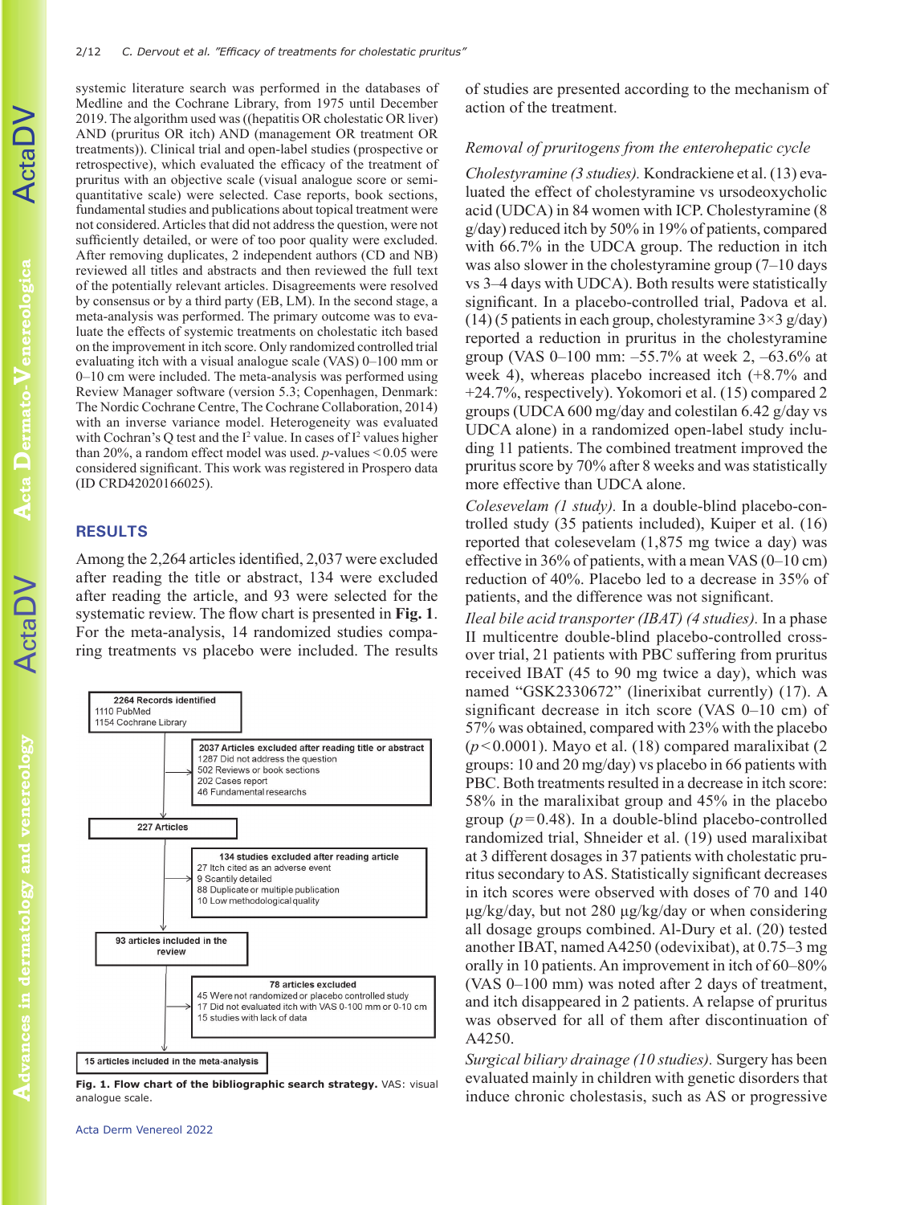systemic literature search was performed in the databases of Medline and the Cochrane Library, from 1975 until December 2019. The algorithm used was ((hepatitis OR cholestatic OR liver) AND (pruritus OR itch) AND (management OR treatment OR treatments)). Clinical trial and open-label studies (prospective or retrospective), which evaluated the efficacy of the treatment of pruritus with an objective scale (visual analogue score or semi-quantitative scale) were selected. Case reports, book sections, fundamental studies and publications about topical treatment were not considered. Articles that did not address the question, were not sufficiently detailed, or were of too poor quality were excluded. After removing duplicates, 2 independent authors (CD and NB) reviewed all titles and abstracts and then reviewed the full text of the potentially relevant articles. Disagreements were resolved by consensus or by a third party (EB, LM). In the second stage, a meta-analysis was performed. The primary outcome was to evaluate the effects of systemic treatments on cholestatic itch based on the improvement in itch score. Only randomized controlled trial evaluating itch with a visual analogue scale (VAS) 0–100 mm or 0–10 cm were included. The meta-analysis was performed using Review Manager software (version 5.3; Copenhagen, Denmark: The Nordic Cochrane Centre, The Cochrane Collaboration, 2014) with an inverse variance model. Heterogeneity was evaluated with Cochran's Q test and the $I^2$ value. In cases of $I^2$ values higher than 20%, a random effect model was used. $p$-values $< 0.05$ were considered significant. This work was registered in Prospero data (ID CRD42020166025).

## RESULTS

Among the 2,264 articles identified, 2,037 were excluded after reading the title or abstract, 134 were excluded after reading the article, and 93 were selected for the systematic review. The flow chart is presented in **Fig. 1**. For the meta-analysis, 14 randomized studies comparing treatments vs placebo were included. The results of studies are presented according to the mechanism of action of the treatment.

2264 Records identified
1110 PubMed
1154 Cochrane Library

→ 2037 Articles excluded after reading title or abstract
1287 Did not address the question
502 Reviews or book sections
202 Cases report
46 Fundamental researchs

227 Articles

→ 134 studies excluded after reading article
27 Itch cited as an adverse event
9 Scantily detailed
88 Duplicate or multiple publication
10 Low methodological quality

93 articles included in the review

→ 78 articles excluded
45 Were not randomized or placebo controlled study
17 Did not evaluated itch with VAS 0-100 mm or 0-10 cm
15 studies with lack of data

15 articles included in the meta-analysis

**Fig. 1. Flow chart of the bibliographic search strategy.** VAS: visual analogue scale.

### *Removal of pruritogens from the enterohepatic cycle*

*Cholestyramine (3 studies).* Kondrackiene et al. (13) evaluated the effect of cholestyramine vs ursodeoxycholic acid (UDCA) in 84 women with ICP. Cholestyramine (8 g/day) reduced itch by 50% in 19% of patients, compared with 66.7% in the UDCA group. The reduction in itch was also slower in the cholestyramine group (7–10 days vs 3–4 days with UDCA). Both results were statistically significant. In a placebo-controlled trial, Padova et al. (14) (5 patients in each group, cholestyramine 3×3 g/day) reported a reduction in pruritus in the cholestyramine group (VAS 0–100 mm: –55.7% at week 2, –63.6% at week 4), whereas placebo increased itch (+8.7% and +24.7%, respectively). Yokomori et al. (15) compared 2 groups (UDCA 600 mg/day and colestilan 6.42 g/day vs UDCA alone) in a randomized open-label study including 11 patients. The combined treatment improved the pruritus score by 70% after 8 weeks and was statistically more effective than UDCA alone.

*Colesevelam (1 study).* In a double-blind placebo-controlled study (35 patients included), Kuiper et al. (16) reported that colesevelam (1,875 mg twice a day) was effective in 36% of patients, with a mean VAS (0–10 cm) reduction of 40%. Placebo led to a decrease in 35% of patients, and the difference was not significant.

*Ileal bile acid transporter (IBAT) (4 studies).* In a phase II multicentre double-blind placebo-controlled crossover trial, 21 patients with PBC suffering from pruritus received IBAT (45 to 90 mg twice a day), which was named "GSK2330672" (linerixibat currently) (17). A significant decrease in itch score (VAS 0–10 cm) of 57% was obtained, compared with 23% with the placebo ($p < 0.0001$). Mayo et al. (18) compared maralixibat (2 groups: 10 and 20 mg/day) vs placebo in 66 patients with PBC. Both treatments resulted in a decrease in itch score: 58% in the maralixibat group and 45% in the placebo group ($p = 0.48$). In a double-blind placebo-controlled randomized trial, Shneider et al. (19) used maralixibat at 3 different dosages in 37 patients with cholestatic pruritus secondary to AS. Statistically significant decreases in itch scores were observed with doses of 70 and 140 µg/kg/day, but not 280 µg/kg/day or when considering all dosage groups combined. Al-Dury et al. (20) tested another IBAT, named A4250 (odevixibat), at 0.75–3 mg orally in 10 patients. An improvement in itch of 60–80% (VAS 0–100 mm) was noted after 2 days of treatment, and itch disappeared in 2 patients. A relapse of pruritus was observed for all of them after discontinuation of A4250.

*Surgical biliary drainage (10 studies).* Surgery has been evaluated mainly in children with genetic disorders that induce chronic cholestasis, such as AS or progressive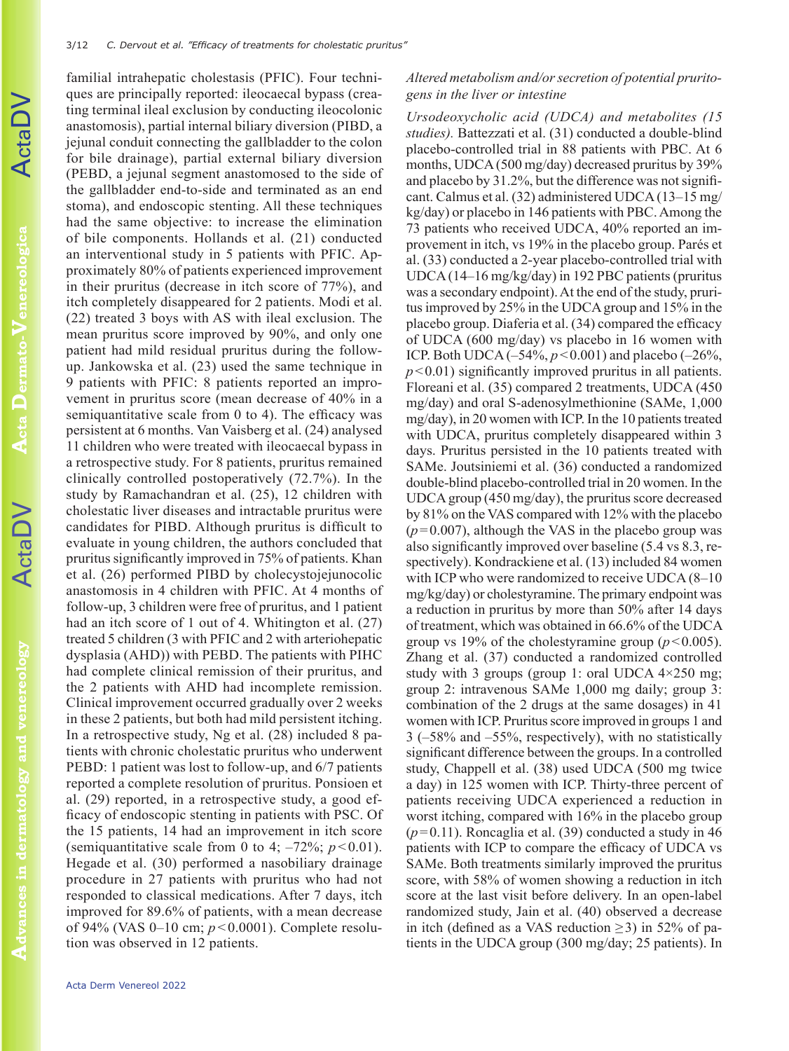familial intrahepatic cholestasis (PFIC). Four techniques are principally reported: ileocaecal bypass (creating terminal ileal exclusion by conducting ileocolonic anastomosis), partial internal biliary diversion (PIBD, a jejunal conduit connecting the gallbladder to the colon for bile drainage), partial external biliary diversion (PEBD, a jejunal segment anastomosed to the side of the gallbladder end-to-side and terminated as an end stoma), and endoscopic stenting. All these techniques had the same objective: to increase the elimination of bile components. Hollands et al. (21) conducted an interventional study in 5 patients with PFIC. Approximately 80% of patients experienced improvement in their pruritus (decrease in itch score of 77%), and itch completely disappeared for 2 patients. Modi et al. (22) treated 3 boys with AS with ileal exclusion. The mean pruritus score improved by 90%, and only one patient had mild residual pruritus during the follow-up. Jankowska et al. (23) used the same technique in 9 patients with PFIC: 8 patients reported an improvement in pruritus score (mean decrease of 40% in a semiquantitative scale from 0 to 4). The efficacy was persistent at 6 months. Van Vaisberg et al. (24) analysed 11 children who were treated with ileocaecal bypass in a retrospective study. For 8 patients, pruritus remained clinically controlled postoperatively (72.7%). In the study by Ramachandran et al. (25), 12 children with cholestatic liver diseases and intractable pruritus were candidates for PIBD. Although pruritus is difficult to evaluate in young children, the authors concluded that pruritus significantly improved in 75% of patients. Khan et al. (26) performed PIBD by cholecystojejunocolic anastomosis in 4 children with PFIC. At 4 months of follow-up, 3 children were free of pruritus, and 1 patient had an itch score of 1 out of 4. Whitington et al. (27) treated 5 children (3 with PFIC and 2 with arteriohepatic dysplasia (AHD)) with PEBD. The patients with PIHC had complete clinical remission of their pruritus, and the 2 patients with AHD had incomplete remission. Clinical improvement occurred gradually over 2 weeks in these 2 patients, but both had mild persistent itching. In a retrospective study, Ng et al. (28) included 8 patients with chronic cholestatic pruritus who underwent PEBD: 1 patient was lost to follow-up, and 6/7 patients reported a complete resolution of pruritus. Ponsioen et al. (29) reported, in a retrospective study, a good efficacy of endoscopic stenting in patients with PSC. Of the 15 patients, 14 had an improvement in itch score (semiquantitative scale from 0 to 4; –72%; $p<0.01$). Hegade et al. (30) performed a nasobiliary drainage procedure in 27 patients with pruritus who had not responded to classical medications. After 7 days, itch improved for 89.6% of patients, with a mean decrease of 94% (VAS 0–10 cm; $p<0.0001$). Complete resolution was observed in 12 patients.

*Altered metabolism and/or secretion of potential pruritogens in the liver or intestine*

*Ursodeoxycholic acid (UDCA) and metabolites (15 studies).* Battezzati et al. (31) conducted a double-blind placebo-controlled trial in 88 patients with PBC. At 6 months, UDCA (500 mg/day) decreased pruritus by 39% and placebo by 31.2%, but the difference was not significant. Calmus et al. (32) administered UDCA (13–15 mg/kg/day) or placebo in 146 patients with PBC. Among the 73 patients who received UDCA, 40% reported an improvement in itch, vs 19% in the placebo group. Parés et al. (33) conducted a 2-year placebo-controlled trial with UDCA (14–16 mg/kg/day) in 192 PBC patients (pruritus was a secondary endpoint). At the end of the study, pruritus improved by 25% in the UDCA group and 15% in the placebo group. Diaferia et al. (34) compared the efficacy of UDCA (600 mg/day) vs placebo in 16 women with ICP. Both UDCA (–54%, $p<0.001$) and placebo (–26%, $p<0.01$) significantly improved pruritus in all patients. Floreani et al. (35) compared 2 treatments, UDCA (450 mg/day) and oral S-adenosylmethionine (SAMe, 1,000 mg/day), in 20 women with ICP. In the 10 patients treated with UDCA, pruritus completely disappeared within 3 days. Pruritus persisted in the 10 patients treated with SAMe. Joutsiniemi et al. (36) conducted a randomized double-blind placebo-controlled trial in 20 women. In the UDCA group (450 mg/day), the pruritus score decreased by 81% on the VAS compared with 12% with the placebo ($p=0.007$), although the VAS in the placebo group was also significantly improved over baseline (5.4 vs 8.3, respectively). Kondrackiene et al. (13) included 84 women with ICP who were randomized to receive UDCA (8–10 mg/kg/day) or cholestyramine. The primary endpoint was a reduction in pruritus by more than 50% after 14 days of treatment, which was obtained in 66.6% of the UDCA group vs 19% of the cholestyramine group ($p<0.005$). Zhang et al. (37) conducted a randomized controlled study with 3 groups (group 1: oral UDCA 4×250 mg; group 2: intravenous SAMe 1,000 mg daily; group 3: combination of the 2 drugs at the same dosages) in 41 women with ICP. Pruritus score improved in groups 1 and 3 (–58% and –55%, respectively), with no statistically significant difference between the groups. In a controlled study, Chappell et al. (38) used UDCA (500 mg twice a day) in 125 women with ICP. Thirty-three percent of patients receiving UDCA experienced a reduction in worst itching, compared with 16% in the placebo group ($p=0.11$). Roncaglia et al. (39) conducted a study in 46 patients with ICP to compare the efficacy of UDCA vs SAMe. Both treatments similarly improved the pruritus score, with 58% of women showing a reduction in itch score at the last visit before delivery. In an open-label randomized study, Jain et al. (40) observed a decrease in itch (defined as a VAS reduction ≥3) in 52% of patients in the UDCA group (300 mg/day; 25 patients). In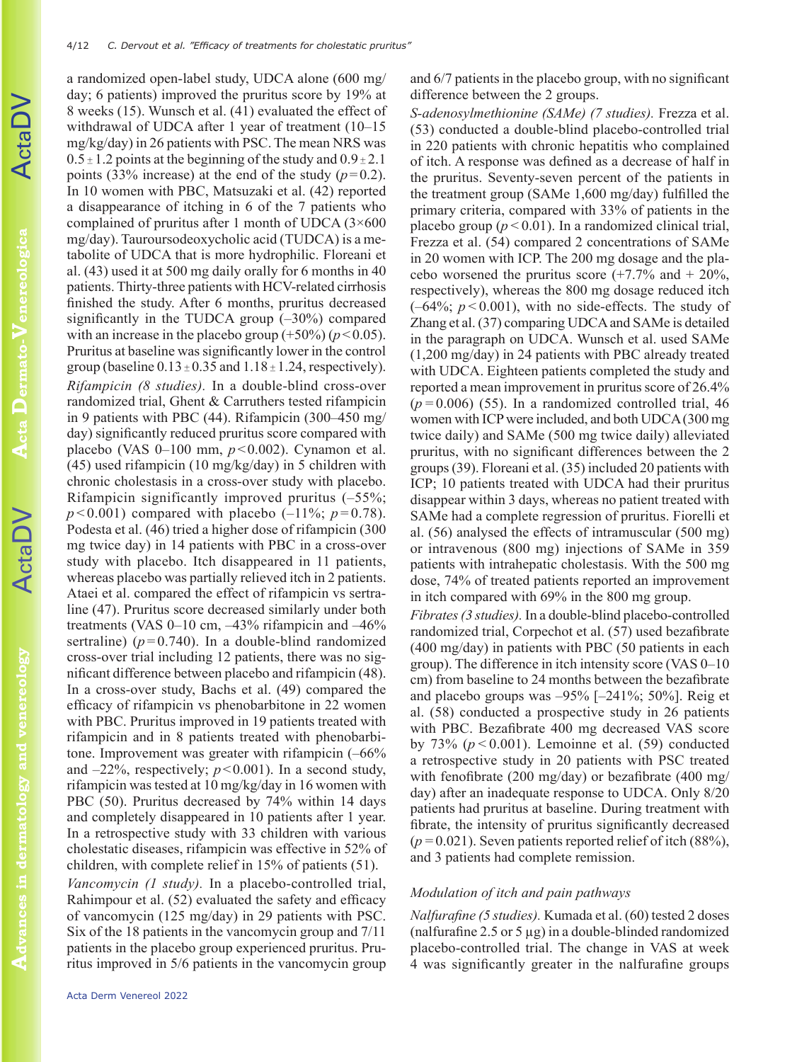a randomized open-label study, UDCA alone (600 mg/day; 6 patients) improved the pruritus score by 19% at 8 weeks (15). Wunsch et al. (41) evaluated the effect of withdrawal of UDCA after 1 year of treatment (10–15 mg/kg/day) in 26 patients with PSC. The mean NRS was $0.5 \pm 1.2$ points at the beginning of the study and $0.9 \pm 2.1$ points (33% increase) at the end of the study ($p = 0.2$). In 10 women with PBC, Matsuzaki et al. (42) reported a disappearance of itching in 6 of the 7 patients who complained of pruritus after 1 month of UDCA (3×600 mg/day). Tauroursodeoxycholic acid (TUDCA) is a metabolite of UDCA that is more hydrophilic. Floreani et al. (43) used it at 500 mg daily orally for 6 months in 40 patients. Thirty-three patients with HCV-related cirrhosis finished the study. After 6 months, pruritus decreased significantly in the TUDCA group (–30%) compared with an increase in the placebo group (+50%) ($p < 0.05$). Pruritus at baseline was significantly lower in the control group (baseline $0.13 \pm 0.35$ and $1.18 \pm 1.24$, respectively).

*Rifampicin (8 studies).* In a double-blind cross-over randomized trial, Ghent & Carruthers tested rifampicin in 9 patients with PBC (44). Rifampicin (300–450 mg/day) significantly reduced pruritus score compared with placebo (VAS 0–100 mm, $p < 0.002$). Cynamon et al. (45) used rifampicin (10 mg/kg/day) in 5 children with chronic cholestasis in a cross-over study with placebo. Rifampicin significantly improved pruritus (–55%; $p < 0.001$) compared with placebo (–11%; $p = 0.78$). Podesta et al. (46) tried a higher dose of rifampicin (300 mg twice day) in 14 patients with PBC in a cross-over study with placebo. Itch disappeared in 11 patients, whereas placebo was partially relieved itch in 2 patients. Ataei et al. compared the effect of rifampicin vs sertraline (47). Pruritus score decreased similarly under both treatments (VAS 0–10 cm, –43% rifampicin and –46% sertraline) ($p = 0.740$). In a double-blind randomized cross-over trial including 12 patients, there was no significant difference between placebo and rifampicin (48). In a cross-over study, Bachs et al. (49) compared the efficacy of rifampicin vs phenobarbitone in 22 women with PBC. Pruritus improved in 19 patients treated with rifampicin and in 8 patients treated with phenobarbitone. Improvement was greater with rifampicin (–66% and –22%, respectively; $p < 0.001$). In a second study, rifampicin was tested at 10 mg/kg/day in 16 women with PBC (50). Pruritus decreased by 74% within 14 days and completely disappeared in 10 patients after 1 year. In a retrospective study with 33 children with various cholestatic diseases, rifampicin was effective in 52% of children, with complete relief in 15% of patients (51).

*Vancomycin (1 study).* In a placebo-controlled trial, Rahimpour et al. (52) evaluated the safety and efficacy of vancomycin (125 mg/day) in 29 patients with PSC. Six of the 18 patients in the vancomycin group and 7/11 patients in the placebo group experienced pruritus. Pruritus improved in 5/6 patients in the vancomycin group and 6/7 patients in the placebo group, with no significant difference between the 2 groups.

*S-adenosylmethionine (SAMe) (7 studies).* Frezza et al. (53) conducted a double-blind placebo-controlled trial in 220 patients with chronic hepatitis who complained of itch. A response was defined as a decrease of half in the pruritus. Seventy-seven percent of the patients in the treatment group (SAMe 1,600 mg/day) fulfilled the primary criteria, compared with 33% of patients in the placebo group ($p < 0.01$). In a randomized clinical trial, Frezza et al. (54) compared 2 concentrations of SAMe in 20 women with ICP. The 200 mg dosage and the placebo worsened the pruritus score (+7.7% and + 20%, respectively), whereas the 800 mg dosage reduced itch (–64%; $p < 0.001$), with no side-effects. The study of Zhang et al. (37) comparing UDCA and SAMe is detailed in the paragraph on UDCA. Wunsch et al. used SAMe (1,200 mg/day) in 24 patients with PBC already treated with UDCA. Eighteen patients completed the study and reported a mean improvement in pruritus score of 26.4% ($p = 0.006$) (55). In a randomized controlled trial, 46 women with ICP were included, and both UDCA (300 mg twice daily) and SAMe (500 mg twice daily) alleviated pruritus, with no significant differences between the 2 groups (39). Floreani et al. (35) included 20 patients with ICP; 10 patients treated with UDCA had their pruritus disappear within 3 days, whereas no patient treated with SAMe had a complete regression of pruritus. Fiorelli et al. (56) analysed the effects of intramuscular (500 mg) or intravenous (800 mg) injections of SAMe in 359 patients with intrahepatic cholestasis. With the 500 mg dose, 74% of treated patients reported an improvement in itch compared with 69% in the 800 mg group.

*Fibrates (3 studies).* In a double-blind placebo-controlled randomized trial, Corpechot et al. (57) used bezafibrate (400 mg/day) in patients with PBC (50 patients in each group). The difference in itch intensity score (VAS 0–10 cm) from baseline to 24 months between the bezafibrate and placebo groups was –95% [–241%; 50%]. Reig et al. (58) conducted a prospective study in 26 patients with PBC. Bezafibrate 400 mg decreased VAS score by 73% ($p < 0.001$). Lemoinne et al. (59) conducted a retrospective study in 20 patients with PSC treated with fenofibrate (200 mg/day) or bezafibrate (400 mg/day) after an inadequate response to UDCA. Only 8/20 patients had pruritus at baseline. During treatment with fibrate, the intensity of pruritus significantly decreased ($p = 0.021$). Seven patients reported relief of itch (88%), and 3 patients had complete remission.

### Modulation of itch and pain pathways

*Nalfurafine (5 studies).* Kumada et al. (60) tested 2 doses (nalfurafine 2.5 or 5 µg) in a double-blinded randomized placebo-controlled trial. The change in VAS at week 4 was significantly greater in the nalfurafine groups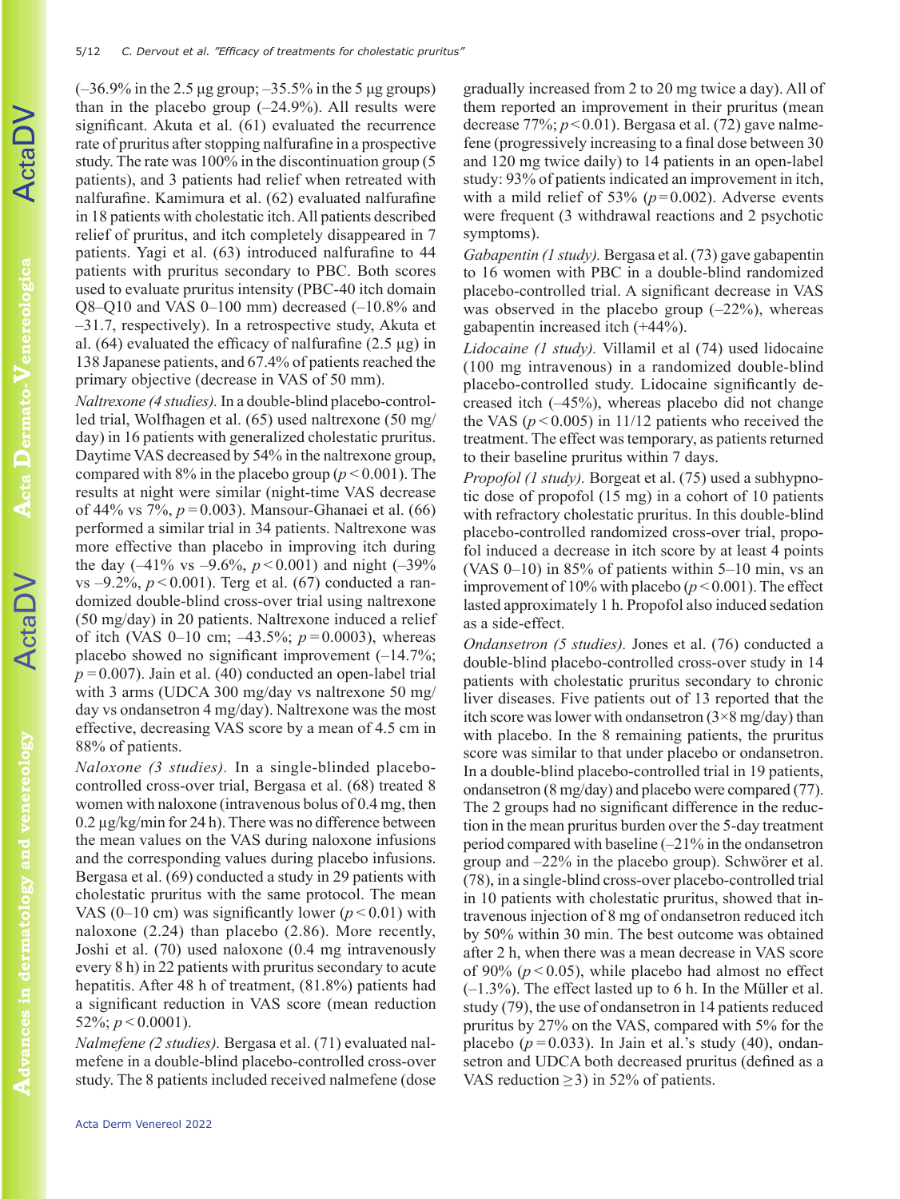(–36.9% in the 2.5 µg group; –35.5% in the 5 µg groups) than in the placebo group (–24.9%). All results were significant. Akuta et al. (61) evaluated the recurrence rate of pruritus after stopping nalfurafine in a prospective study. The rate was 100% in the discontinuation group (5 patients), and 3 patients had relief when retreated with nalfurafine. Kamimura et al. (62) evaluated nalfurafine in 18 patients with cholestatic itch. All patients described relief of pruritus, and itch completely disappeared in 7 patients. Yagi et al. (63) introduced nalfurafine to 44 patients with pruritus secondary to PBC. Both scores used to evaluate pruritus intensity (PBC-40 itch domain Q8–Q10 and VAS 0–100 mm) decreased (–10.8% and –31.7, respectively). In a retrospective study, Akuta et al. (64) evaluated the efficacy of nalfurafine (2.5 µg) in 138 Japanese patients, and 67.4% of patients reached the primary objective (decrease in VAS of 50 mm).

*Naltrexone (4 studies).* In a double-blind placebo-controlled trial, Wolfhagen et al. (65) used naltrexone (50 mg/day) in 16 patients with generalized cholestatic pruritus. Daytime VAS decreased by 54% in the naltrexone group, compared with 8% in the placebo group ($p<0.001$). The results at night were similar (night-time VAS decrease of 44% vs 7%, $p=0.003$). Mansour-Ghanaei et al. (66) performed a similar trial in 34 patients. Naltrexone was more effective than placebo in improving itch during the day (–41% vs –9.6%, $p<0.001$) and night (–39% vs –9.2%, $p<0.001$). Terg et al. (67) conducted a randomized double-blind cross-over trial using naltrexone (50 mg/day) in 20 patients. Naltrexone induced a relief of itch (VAS 0–10 cm; –43.5%; $p=0.0003$), whereas placebo showed no significant improvement (–14.7%; $p=0.007$). Jain et al. (40) conducted an open-label trial with 3 arms (UDCA 300 mg/day vs naltrexone 50 mg/day vs ondansetron 4 mg/day). Naltrexone was the most effective, decreasing VAS score by a mean of 4.5 cm in 88% of patients.

*Naloxone (3 studies).* In a single-blinded placebo-controlled cross-over trial, Bergasa et al. (68) treated 8 women with naloxone (intravenous bolus of 0.4 mg, then 0.2 µg/kg/min for 24 h). There was no difference between the mean values on the VAS during naloxone infusions and the corresponding values during placebo infusions. Bergasa et al. (69) conducted a study in 29 patients with cholestatic pruritus with the same protocol. The mean VAS (0–10 cm) was significantly lower ($p<0.01$) with naloxone (2.24) than placebo (2.86). More recently, Joshi et al. (70) used naloxone (0.4 mg intravenously every 8 h) in 22 patients with pruritus secondary to acute hepatitis. After 48 h of treatment, (81.8%) patients had a significant reduction in VAS score (mean reduction 52%; $p<0.0001$).

*Nalmefene (2 studies).* Bergasa et al. (71) evaluated nalmefene in a double-blind placebo-controlled cross-over study. The 8 patients included received nalmefene (dose gradually increased from 2 to 20 mg twice a day). All of them reported an improvement in their pruritus (mean decrease 77%; $p<0.01$). Bergasa et al. (72) gave nalmefene (progressively increasing to a final dose between 30 and 120 mg twice daily) to 14 patients in an open-label study: 93% of patients indicated an improvement in itch, with a mild relief of 53% ($p=0.002$). Adverse events were frequent (3 withdrawal reactions and 2 psychotic symptoms).

*Gabapentin (1 study).* Bergasa et al. (73) gave gabapentin to 16 women with PBC in a double-blind randomized placebo-controlled trial. A significant decrease in VAS was observed in the placebo group (–22%), whereas gabapentin increased itch (+44%).

*Lidocaine (1 study).* Villamil et al (74) used lidocaine (100 mg intravenous) in a randomized double-blind placebo-controlled study. Lidocaine significantly decreased itch (–45%), whereas placebo did not change the VAS ($p<0.005$) in 11/12 patients who received the treatment. The effect was temporary, as patients returned to their baseline pruritus within 7 days.

*Propofol (1 study).* Borgeat et al. (75) used a subhypnotic dose of propofol (15 mg) in a cohort of 10 patients with refractory cholestatic pruritus. In this double-blind placebo-controlled randomized cross-over trial, propofol induced a decrease in itch score by at least 4 points (VAS 0–10) in 85% of patients within 5–10 min, vs an improvement of 10% with placebo ($p<0.001$). The effect lasted approximately 1 h. Propofol also induced sedation as a side-effect.

*Ondansetron (5 studies).* Jones et al. (76) conducted a double-blind placebo-controlled cross-over study in 14 patients with cholestatic pruritus secondary to chronic liver diseases. Five patients out of 13 reported that the itch score was lower with ondansetron (3×8 mg/day) than with placebo. In the 8 remaining patients, the pruritus score was similar to that under placebo or ondansetron. In a double-blind placebo-controlled trial in 19 patients, ondansetron (8 mg/day) and placebo were compared (77). The 2 groups had no significant difference in the reduction in the mean pruritus burden over the 5-day treatment period compared with baseline (–21% in the ondansetron group and –22% in the placebo group). Schwörer et al. (78), in a single-blind cross-over placebo-controlled trial in 10 patients with cholestatic pruritus, showed that intravenous injection of 8 mg of ondansetron reduced itch by 50% within 30 min. The best outcome was obtained after 2 h, when there was a mean decrease in VAS score of 90% ($p<0.05$), while placebo had almost no effect (–1.3%). The effect lasted up to 6 h. In the Müller et al. study (79), the use of ondansetron in 14 patients reduced pruritus by 27% on the VAS, compared with 5% for the placebo ($p=0.033$). In Jain et al.'s study (40), ondansetron and UDCA both decreased pruritus (defined as a VAS reduction ≥3) in 52% of patients.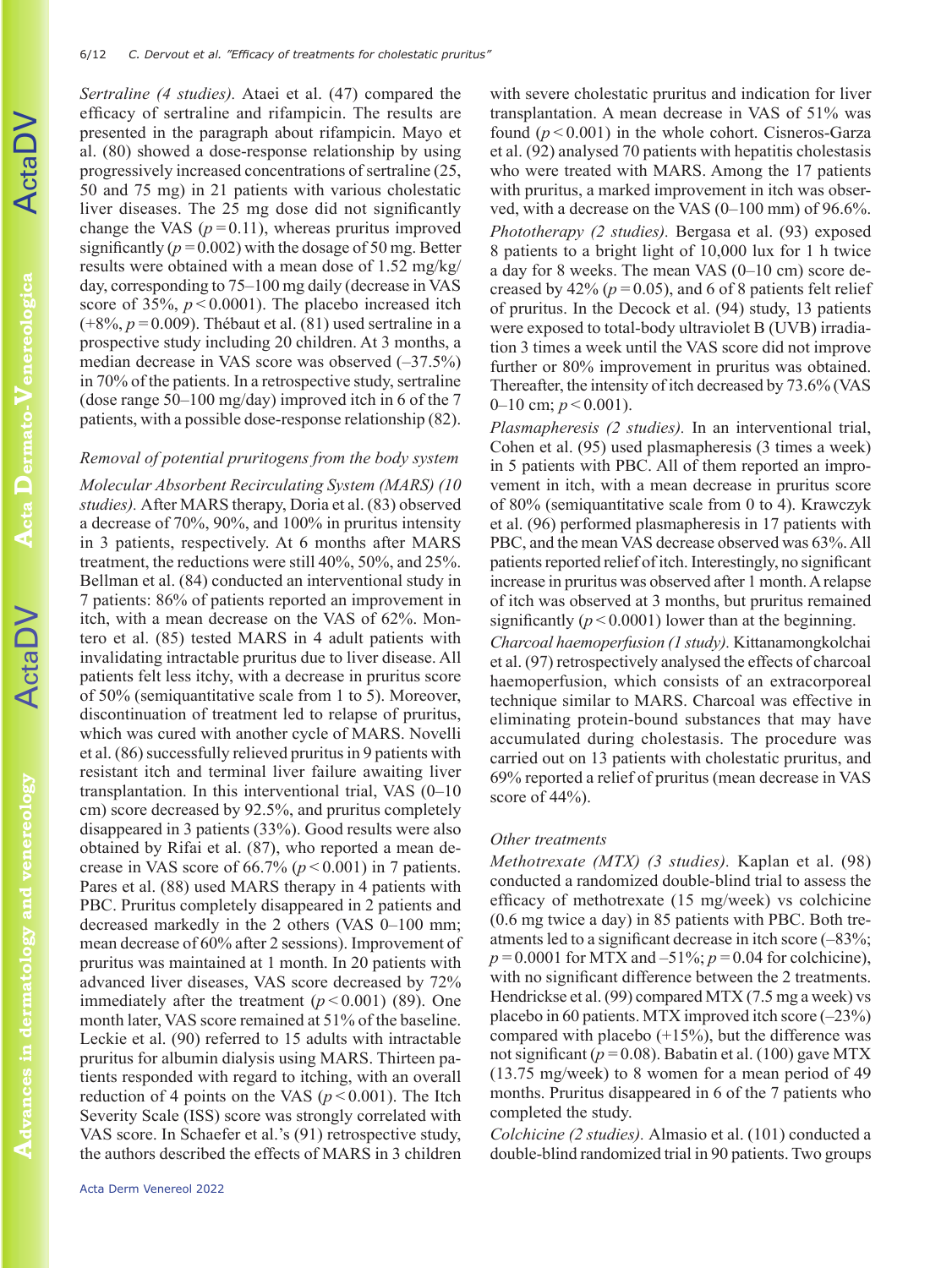*Sertraline (4 studies).* Ataei et al. (47) compared the efficacy of sertraline and rifampicin. The results are presented in the paragraph about rifampicin. Mayo et al. (80) showed a dose-response relationship by using progressively increased concentrations of sertraline (25, 50 and 75 mg) in 21 patients with various cholestatic liver diseases. The 25 mg dose did not significantly change the VAS ($p = 0.11$), whereas pruritus improved significantly ($p = 0.002$) with the dosage of 50 mg. Better results were obtained with a mean dose of 1.52 mg/kg/day, corresponding to 75–100 mg daily (decrease in VAS score of 35%, $p < 0.0001$). The placebo increased itch (+8%, $p = 0.009$). Thébaut et al. (81) used sertraline in a prospective study including 20 children. At 3 months, a median decrease in VAS score was observed (–37.5%) in 70% of the patients. In a retrospective study, sertraline (dose range 50–100 mg/day) improved itch in 6 of the 7 patients, with a possible dose-response relationship (82).

*Removal of potential pruritogens from the body system*

*Molecular Absorbent Recirculating System (MARS) (10 studies).* After MARS therapy, Doria et al. (83) observed a decrease of 70%, 90%, and 100% in pruritus intensity in 3 patients, respectively. At 6 months after MARS treatment, the reductions were still 40%, 50%, and 25%. Bellman et al. (84) conducted an interventional study in 7 patients: 86% of patients reported an improvement in itch, with a mean decrease on the VAS of 62%. Montero et al. (85) tested MARS in 4 adult patients with invalidating intractable pruritus due to liver disease. All patients felt less itchy, with a decrease in pruritus score of 50% (semiquantitative scale from 1 to 5). Moreover, discontinuation of treatment led to relapse of pruritus, which was cured with another cycle of MARS. Novelli et al. (86) successfully relieved pruritus in 9 patients with resistant itch and terminal liver failure awaiting liver transplantation. In this interventional trial, VAS (0–10 cm) score decreased by 92.5%, and pruritus completely disappeared in 3 patients (33%). Good results were also obtained by Rifai et al. (87), who reported a mean decrease in VAS score of 66.7% ($p < 0.001$) in 7 patients. Pares et al. (88) used MARS therapy in 4 patients with PBC. Pruritus completely disappeared in 2 patients and decreased markedly in the 2 others (VAS 0–100 mm; mean decrease of 60% after 2 sessions). Improvement of pruritus was maintained at 1 month. In 20 patients with advanced liver diseases, VAS score decreased by 72% immediately after the treatment ($p < 0.001$) (89). One month later, VAS score remained at 51% of the baseline. Leckie et al. (90) referred to 15 adults with intractable pruritus for albumin dialysis using MARS. Thirteen patients responded with regard to itching, with an overall reduction of 4 points on the VAS ($p < 0.001$). The Itch Severity Scale (ISS) score was strongly correlated with VAS score. In Schaefer et al.'s (91) retrospective study, the authors described the effects of MARS in 3 children with severe cholestatic pruritus and indication for liver transplantation. A mean decrease in VAS of 51% was found ($p < 0.001$) in the whole cohort. Cisneros-Garza et al. (92) analysed 70 patients with hepatitis cholestasis who were treated with MARS. Among the 17 patients with pruritus, a marked improvement in itch was observed, with a decrease on the VAS (0–100 mm) of 96.6%.

*Phototherapy (2 studies).* Bergasa et al. (93) exposed 8 patients to a bright light of 10,000 lux for 1 h twice a day for 8 weeks. The mean VAS (0–10 cm) score decreased by 42% ($p = 0.05$), and 6 of 8 patients felt relief of pruritus. In the Decock et al. (94) study, 13 patients were exposed to total-body ultraviolet B (UVB) irradiation 3 times a week until the VAS score did not improve further or 80% improvement in pruritus was obtained. Thereafter, the intensity of itch decreased by 73.6% (VAS 0–10 cm; $p < 0.001$).

*Plasmapheresis (2 studies).* In an interventional trial, Cohen et al. (95) used plasmapheresis (3 times a week) in 5 patients with PBC. All of them reported an improvement in itch, with a mean decrease in pruritus score of 80% (semiquantitative scale from 0 to 4). Krawczyk et al. (96) performed plasmapheresis in 17 patients with PBC, and the mean VAS decrease observed was 63%. All patients reported relief of itch. Interestingly, no significant increase in pruritus was observed after 1 month. A relapse of itch was observed at 3 months, but pruritus remained significantly ($p < 0.0001$) lower than at the beginning.

*Charcoal haemoperfusion (1 study).* Kittanamongkolchai et al. (97) retrospectively analysed the effects of charcoal haemoperfusion, which consists of an extracorporeal technique similar to MARS. Charcoal was effective in eliminating protein-bound substances that may have accumulated during cholestasis. The procedure was carried out on 13 patients with cholestatic pruritus, and 69% reported a relief of pruritus (mean decrease in VAS score of 44%).

*Other treatments*

*Methotrexate (MTX) (3 studies).* Kaplan et al. (98) conducted a randomized double-blind trial to assess the efficacy of methotrexate (15 mg/week) vs colchicine (0.6 mg twice a day) in 85 patients with PBC. Both treatments led to a significant decrease in itch score (–83%; $p = 0.0001$ for MTX and –51%; $p = 0.04$ for colchicine), with no significant difference between the 2 treatments. Hendrickse et al. (99) compared MTX (7.5 mg a week) vs placebo in 60 patients. MTX improved itch score (–23%) compared with placebo (+15%), but the difference was not significant ($p = 0.08$). Babatin et al. (100) gave MTX (13.75 mg/week) to 8 women for a mean period of 49 months. Pruritus disappeared in 6 of the 7 patients who completed the study.

*Colchicine (2 studies).* Almasio et al. (101) conducted a double-blind randomized trial in 90 patients. Two groups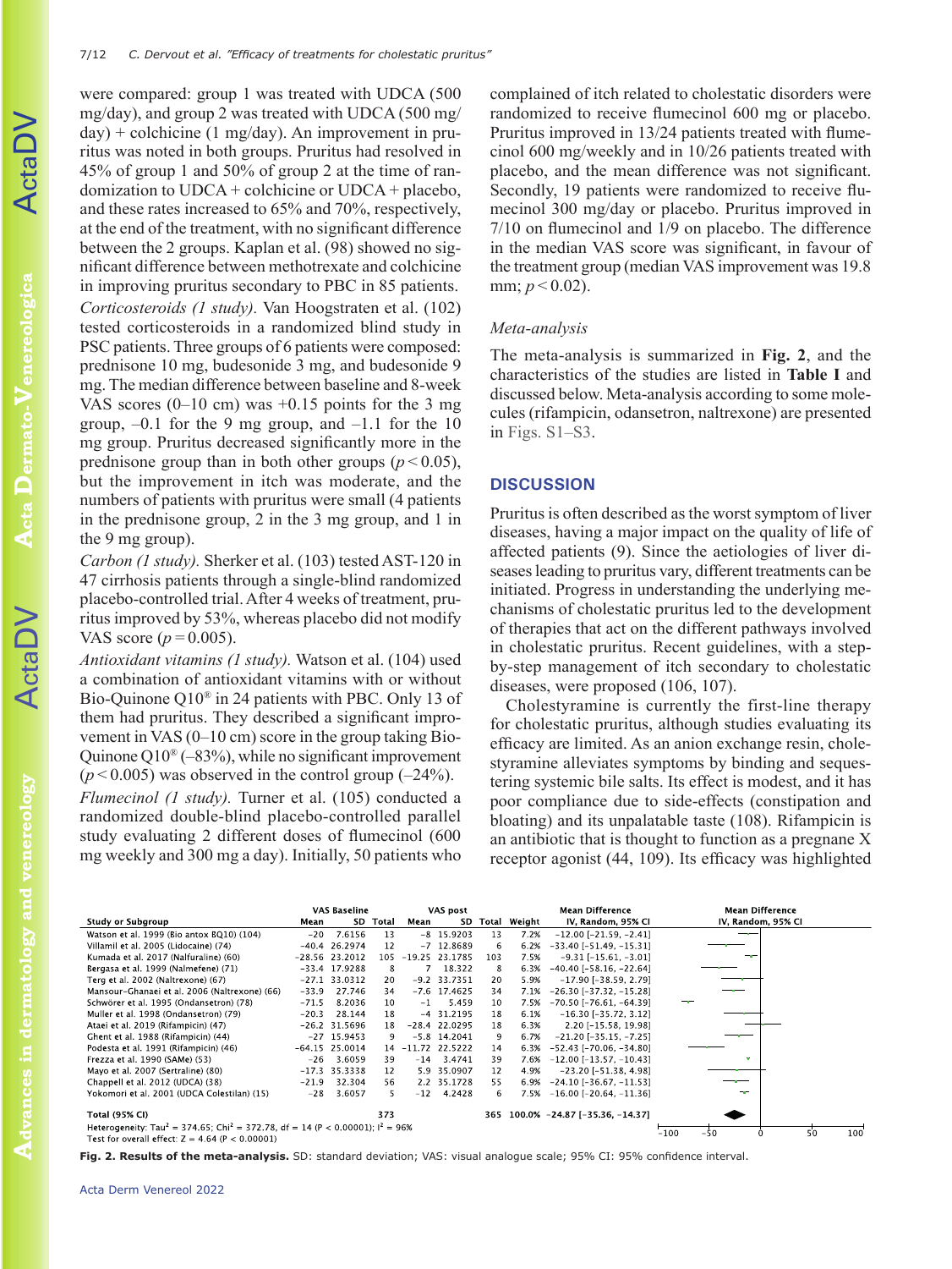were compared: group 1 was treated with UDCA (500 mg/day), and group 2 was treated with UDCA (500 mg/day) + colchicine (1 mg/day). An improvement in pruritus was noted in both groups. Pruritus had resolved in 45% of group 1 and 50% of group 2 at the time of randomization to UDCA + colchicine or UDCA + placebo, and these rates increased to 65% and 70%, respectively, at the end of the treatment, with no significant difference between the 2 groups. Kaplan et al. (98) showed no significant difference between methotrexate and colchicine in improving pruritus secondary to PBC in 85 patients.

*Corticosteroids (1 study).* Van Hoogstraten et al. (102) tested corticosteroids in a randomized blind study in PSC patients. Three groups of 6 patients were composed: prednisone 10 mg, budesonide 3 mg, and budesonide 9 mg. The median difference between baseline and 8-week VAS scores (0–10 cm) was +0.15 points for the 3 mg group, –0.1 for the 9 mg group, and –1.1 for the 10 mg group. Pruritus decreased significantly more in the prednisone group than in both other groups ($p < 0.05$), but the improvement in itch was moderate, and the numbers of patients with pruritus were small (4 patients in the prednisone group, 2 in the 3 mg group, and 1 in the 9 mg group).

*Carbon (1 study).* Sherker et al. (103) tested AST-120 in 47 cirrhosis patients through a single-blind randomized placebo-controlled trial. After 4 weeks of treatment, pruritus improved by 53%, whereas placebo did not modify VAS score ($p = 0.005$).

*Antioxidant vitamins (1 study).* Watson et al. (104) used a combination of antioxidant vitamins with or without Bio-Quinone Q10® in 24 patients with PBC. Only 13 of them had pruritus. They described a significant improvement in VAS (0–10 cm) score in the group taking Bio-Quinone Q10® (–83%), while no significant improvement ($p < 0.005$) was observed in the control group (–24%).

*Flumecinol (1 study).* Turner et al. (105) conducted a randomized double-blind placebo-controlled parallel study evaluating 2 different doses of flumecinol (600 mg weekly and 300 mg a day). Initially, 50 patients who complained of itch related to cholestatic disorders were randomized to receive flumecinol 600 mg or placebo. Pruritus improved in 13/24 patients treated with flumecinol 600 mg/weekly and in 10/26 patients treated with placebo, and the mean difference was not significant. Secondly, 19 patients were randomized to receive flumecinol 300 mg/day or placebo. Pruritus improved in 7/10 on flumecinol and 1/9 on placebo. The difference in the median VAS score was significant, in favour of the treatment group (median VAS improvement was 19.8 mm; $p < 0.02$).

### Meta-analysis

The meta-analysis is summarized in **Fig. 2**, and the characteristics of the studies are listed in **Table I** and discussed below. Meta-analysis according to some molecules (rifampicin, odansetron, naltrexone) are presented in Figs. S1–S3.

## DISCUSSION

Pruritus is often described as the worst symptom of liver diseases, having a major impact on the quality of life of affected patients (9). Since the aetiologies of liver diseases leading to pruritus vary, different treatments can be initiated. Progress in understanding the underlying mechanisms of cholestatic pruritus led to the development of therapies that act on the different pathways involved in cholestatic pruritus. Recent guidelines, with a step-by-step management of itch secondary to cholestatic diseases, were proposed (106, 107).

Cholestyramine is currently the first-line therapy for cholestatic pruritus, although studies evaluating its efficacy are limited. As an anion exchange resin, cholestyramine alleviates symptoms by binding and sequestering systemic bile salts. Its effect is modest, and it has poor compliance due to side-effects (constipation and bloating) and its unpalatable taste (108). Rifampicin is an antibiotic that is thought to function as a pregnane X receptor agonist (44, 109). Its efficacy was highlighted

| Study or Subgroup | VAS Baseline Mean | SD | Total | VAS post Mean | SD | Total | Weight | Mean Difference IV, Random, 95% CI |
|---|---|---|---|---|---|---|---|---|
| Watson et al. 1999 (Bio antox BQ10) (104) | −20 | 7.6156 | 13 | −8 | 15.9203 | 13 | 7.2% | −12.00 [−21.59, −2.41] |
| Villamil et al. 2005 (Lidocaine) (74) | −40.4 | 26.2974 | 12 | −7 | 12.8689 | 6 | 6.2% | −33.40 [−51.49, −15.31] |
| Kumada et al. 2017 (Nalfuraline) (60) | −28.56 | 23.2012 | 105 | −19.25 | 23.1785 | 103 | 7.5% | −9.31 [−15.61, −3.01] |
| Bergasa et al. 1999 (Nalmefene) (71) | −33.4 | 17.9288 | 8 | 7 | 18.322 | 8 | 6.3% | −40.40 [−58.16, −22.64] |
| Terg et al. 2002 (Naltrexone) (67) | −27.1 | 33.0312 | 20 | −9.2 | 33.7351 | 20 | 5.9% | −17.90 [−38.59, 2.79] |
| Mansour-Ghanaei et al. 2006 (Naltrexone) (66) | −33.9 | 27.746 | 34 | −7.6 | 17.4625 | 34 | 7.1% | −26.30 [−37.32, −15.28] |
| Schwörer et al. 1995 (Ondansetron) (78) | −71.5 | 8.2036 | 10 | −1 | 5.459 | 10 | 7.5% | −70.50 [−76.61, −64.39] |
| Muller et al. 1998 (Ondansetron) (79) | −20.3 | 28.144 | 18 | −4 | 31.2195 | 18 | 6.1% | −16.30 [−35.72, 3.12] |
| Ataei et al. 2019 (Rifampicin) (47) | −26.2 | 31.5696 | 18 | −28.4 | 22.0295 | 18 | 6.3% | 2.20 [−15.58, 19.98] |
| Ghent et al. 1988 (Rifampicin) (44) | −27 | 15.9453 | 9 | −5.8 | 14.2041 | 9 | 6.7% | −21.20 [−35.15, −7.25] |
| Podesta et al. 1991 (Rifampicin) (46) | −64.15 | 25.0014 | 14 | −11.72 | 22.5222 | 14 | 6.3% | −52.43 [−70.06, −34.80] |
| Frezza et al. 1990 (SAMe) (53) | −26 | 3.6059 | 39 | −14 | 3.4741 | 39 | 7.6% | −12.00 [−13.57, −10.43] |
| Mayo et al. 2007 (Sertraline) (80) | −17.3 | 35.3338 | 12 | 5.9 | 35.0907 | 12 | 4.9% | −23.20 [−51.38, 4.98] |
| Chappell et al. 2012 (UDCA) (38) | −21.9 | 32.304 | 56 | 2.2 | 35.1728 | 55 | 6.9% | −24.10 [−36.67, −11.53] |
| Yokomori et al. 2001 (UDCA Colestilan) (15) | −28 | 3.6057 | 5 | −12 | 4.2428 | 6 | 7.5% | −16.00 [−20.64, −11.36] |
| **Total (95% CI)** | | | 373 | | | 365 | 100.0% | −24.87 [−35.36, −14.37] |

Heterogeneity: $Tau^2 = 374.65$; $Chi^2 = 372.78$, df = 14 ($P < 0.00001$); $I^2 = 96\%$
Test for overall effect: $Z = 4.64$ ($P < 0.00001$)

**Fig. 2. Results of the meta-analysis.** SD: standard deviation; VAS: visual analogue scale; 95% CI: 95% confidence interval.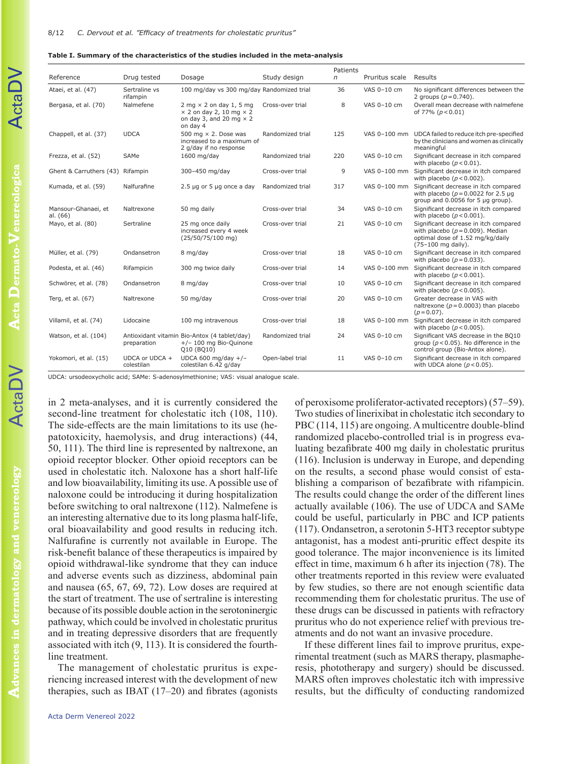**Table I. Summary of the characteristics of the studies included in the meta-analysis**

| Reference | Drug tested | Dosage | Study design | Patients *n* | Pruritus scale | Results |
|---|---|---|---|---|---|---|
| Ataei, et al. (47) | Sertraline vs rifampin | 100 mg/day vs 300 mg/day | Randomized trial | 36 | VAS 0–10 cm | No significant differences between the 2 groups ($p=0.740$). |
| Bergasa, et al. (70) | Nalmefene | 2 mg × 2 on day 1, 5 mg × 2 on day 2, 10 mg × 2 on day 3, and 20 mg × 2 on day 4 | Cross-over trial | 8 | VAS 0–10 cm | Overall mean decrease with nalmefene of 77% ($p<0.01$) |
| Chappell, et al. (37) | UDCA | 500 mg × 2. Dose was increased to a maximum of 2 g/day if no response | Randomized trial | 125 | VAS 0–100 mm | UDCA failed to reduce itch pre-specified by the clinicians and women as clinically meaningful |
| Frezza, et al. (52) | SAMe | 1600 mg/day | Randomized trial | 220 | VAS 0–10 cm | Significant decrease in itch compared with placebo ($p<0.01$). |
| Ghent & Carruthers (43) | Rifampin | 300–450 mg/day | Cross-over trial | 9 | VAS 0–100 mm | Significant decrease in itch compared with placebo ($p<0.002$). |
| Kumada, et al. (59) | Nalfurafine | 2.5 µg or 5 µg once a day | Randomized trial | 317 | VAS 0–100 mm | Significant decrease in itch compared with placebo ($p=0.0022$ for 2.5 µg group and 0.0056 for 5 µg group). |
| Mansour-Ghanaei, et al. (66) | Naltrexone | 50 mg daily | Cross-over trial | 34 | VAS 0–10 cm | Significant decrease in itch compared with placebo ($p<0.001$). |
| Mayo, et al. (80) | Sertraline | 25 mg once daily increased every 4 week (25/50/75/100 mg) | Cross-over trial | 21 | VAS 0–10 cm | Significant decrease in itch compared with placebo ($p=0.009$). Median optimal dose of 1.52 mg/kg/daily (75–100 mg daily). |
| Müller, et al. (79) | Ondansetron | 8 mg/day | Cross-over trial | 18 | VAS 0–10 cm | Significant decrease in itch compared with placebo ($p=0.033$). |
| Podesta, et al. (46) | Rifampicin | 300 mg twice daily | Cross-over trial | 14 | VAS 0–100 mm | Significant decrease in itch compared with placebo ($p<0.001$). |
| Schwörer, et al. (78) | Ondansetron | 8 mg/day | Cross-over trial | 10 | VAS 0–10 cm | Significant decrease in itch compared with placebo ($p<0.005$). |
| Terg, et al. (67) | Naltrexone | 50 mg/day | Cross-over trial | 20 | VAS 0–10 cm | Greater decrease in VAS with naltrexone ($p=0.0003$) than placebo ($p=0.07$). |
| Villamil, et al. (74) | Lidocaine | 100 mg intravenous | Cross-over trial | 18 | VAS 0–100 mm | Significant decrease in itch compared with placebo ($p<0.005$). |
| Watson, et al. (104) | Antioxidant vitamin preparation | Bio-Antox (4 tablet/day) +/− 100 mg Bio-Quinone Q10 (BQ10) | Randomized trial | 24 | VAS 0–10 cm | Significant VAS decrease in the BQ10 group ($p<0.05$). No difference in the control group (Bio-Antox alone). |
| Yokomori, et al. (15) | UDCA or UDCA + colestilan | UDCA 600 mg/day +/− colestilan 6.42 g/day | Open-label trial | 11 | VAS 0–10 cm | Significant decrease in itch compared with UDCA alone ($p<0.05$). |

UDCA: ursodeoxycholic acid; SAMe: S-adenosylmethionine; VAS: visual analogue scale.

in 2 meta-analyses, and it is currently considered the second-line treatment for cholestatic itch (108, 110). The side-effects are the main limitations to its use (hepatotoxicity, haemolysis, and drug interactions) (44, 50, 111). The third line is represented by naltrexone, an opioid receptor blocker. Other opioid receptors can be used in cholestatic itch. Naloxone has a short half-life and low bioavailability, limiting its use. A possible use of naloxone could be introducing it during hospitalization before switching to oral naltrexone (112). Nalmefene is an interesting alternative due to its long plasma half-life, oral bioavailability and good results in reducing itch. Nalfurafine is currently not available in Europe. The risk-benefit balance of these therapeutics is impaired by opioid withdrawal-like syndrome that they can induce and adverse events such as dizziness, abdominal pain and nausea (65, 67, 69, 72). Low doses are required at the start of treatment. The use of sertraline is interesting because of its possible double action in the serotoninergic pathway, which could be involved in cholestatic pruritus and in treating depressive disorders that are frequently associated with itch (9, 113). It is considered the fourth-line treatment.

The management of cholestatic pruritus is experiencing increased interest with the development of new therapies, such as IBAT (17–20) and fibrates (agonists of peroxisome proliferator-activated receptors) (57–59). Two studies of linerixibat in cholestatic itch secondary to PBC (114, 115) are ongoing. A multicentre double-blind randomized placebo-controlled trial is in progress evaluating bezafibrate 400 mg daily in cholestatic pruritus (116). Inclusion is underway in Europe, and depending on the results, a second phase would consist of establishing a comparison of bezafibrate with rifampicin. The results could change the order of the different lines actually available (106). The use of UDCA and SAMe could be useful, particularly in PBC and ICP patients (117). Ondansetron, a serotonin 5-HT3 receptor subtype antagonist, has a modest anti-pruritic effect despite its good tolerance. The major inconvenience is its limited effect in time, maximum 6 h after its injection (78). The other treatments reported in this review were evaluated by few studies, so there are not enough scientific data recommending them for cholestatic pruritus. The use of these drugs can be discussed in patients with refractory pruritus who do not experience relief with previous treatments and do not want an invasive procedure.

If these different lines fail to improve pruritus, experimental treatment (such as MARS therapy, plasmapheresis, phototherapy and surgery) should be discussed. MARS often improves cholestatic itch with impressive results, but the difficulty of conducting randomized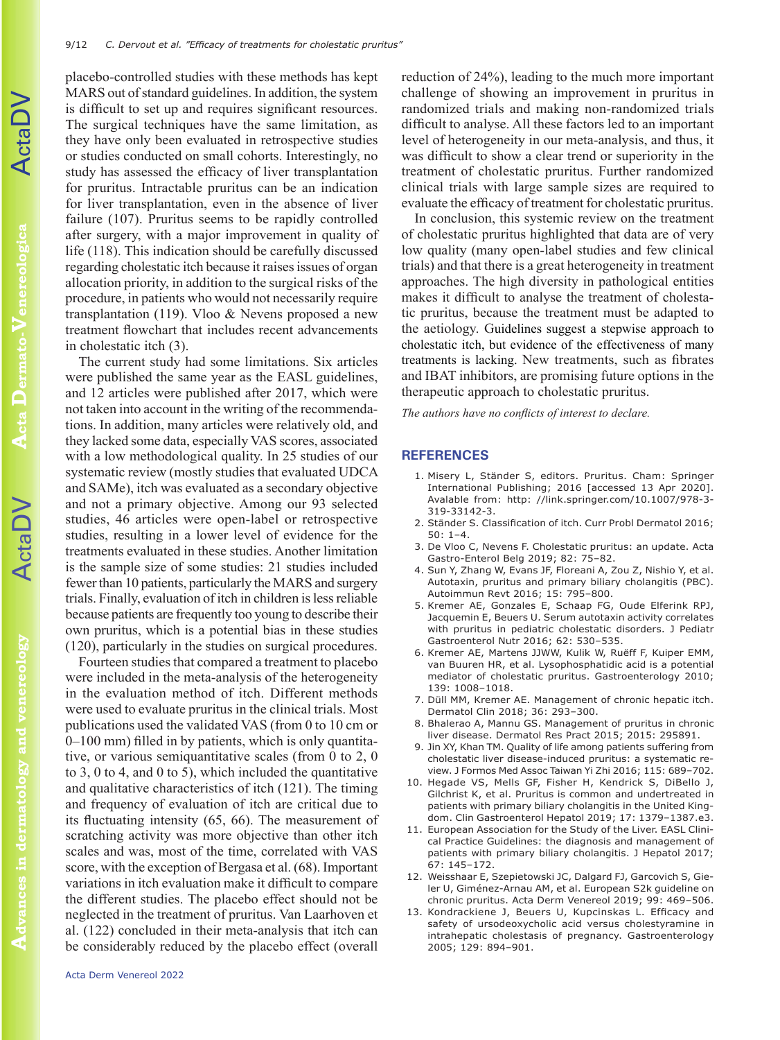placebo-controlled studies with these methods has kept MARS out of standard guidelines. In addition, the system is difficult to set up and requires significant resources. The surgical techniques have the same limitation, as they have only been evaluated in retrospective studies or studies conducted on small cohorts. Interestingly, no study has assessed the efficacy of liver transplantation for pruritus. Intractable pruritus can be an indication for liver transplantation, even in the absence of liver failure (107). Pruritus seems to be rapidly controlled after surgery, with a major improvement in quality of life (118). This indication should be carefully discussed regarding cholestatic itch because it raises issues of organ allocation priority, in addition to the surgical risks of the procedure, in patients who would not necessarily require transplantation (119). Vloo & Nevens proposed a new treatment flowchart that includes recent advancements in cholestatic itch (3).

The current study had some limitations. Six articles were published the same year as the EASL guidelines, and 12 articles were published after 2017, which were not taken into account in the writing of the recommendations. In addition, many articles were relatively old, and they lacked some data, especially VAS scores, associated with a low methodological quality. In 25 studies of our systematic review (mostly studies that evaluated UDCA and SAMe), itch was evaluated as a secondary objective and not a primary objective. Among our 93 selected studies, 46 articles were open-label or retrospective studies, resulting in a lower level of evidence for the treatments evaluated in these studies. Another limitation is the sample size of some studies: 21 studies included fewer than 10 patients, particularly the MARS and surgery trials. Finally, evaluation of itch in children is less reliable because patients are frequently too young to describe their own pruritus, which is a potential bias in these studies (120), particularly in the studies on surgical procedures.

Fourteen studies that compared a treatment to placebo were included in the meta-analysis of the heterogeneity in the evaluation method of itch. Different methods were used to evaluate pruritus in the clinical trials. Most publications used the validated VAS (from 0 to 10 cm or 0–100 mm) filled in by patients, which is only quantitative, or various semiquantitative scales (from 0 to 2, 0 to 3, 0 to 4, and 0 to 5), which included the quantitative and qualitative characteristics of itch (121). The timing and frequency of evaluation of itch are critical due to its fluctuating intensity (65, 66). The measurement of scratching activity was more objective than other itch scales and was, most of the time, correlated with VAS score, with the exception of Bergasa et al. (68). Important variations in itch evaluation make it difficult to compare the different studies. The placebo effect should not be neglected in the treatment of pruritus. Van Laarhoven et al. (122) concluded in their meta-analysis that itch can be considerably reduced by the placebo effect (overall reduction of 24%), leading to the much more important challenge of showing an improvement in pruritus in randomized trials and making non-randomized trials difficult to analyse. All these factors led to an important level of heterogeneity in our meta-analysis, and thus, it was difficult to show a clear trend or superiority in the treatment of cholestatic pruritus. Further randomized clinical trials with large sample sizes are required to evaluate the efficacy of treatment for cholestatic pruritus.

In conclusion, this systemic review on the treatment of cholestatic pruritus highlighted that data are of very low quality (many open-label studies and few clinical trials) and that there is a great heterogeneity in treatment approaches. The high diversity in pathological entities makes it difficult to analyse the treatment of cholestatic pruritus, because the treatment must be adapted to the aetiology. Guidelines suggest a stepwise approach to cholestatic itch, but evidence of the effectiveness of many treatments is lacking. New treatments, such as fibrates and IBAT inhibitors, are promising future options in the therapeutic approach to cholestatic pruritus.

*The authors have no conflicts of interest to declare.*

## REFERENCES

1. Misery L, Ständer S, editors. Pruritus. Cham: Springer International Publishing; 2016 [accessed 13 Apr 2020]. Avalable from: http: //link.springer.com/10.1007/978-3-319-33142-3.
2. Ständer S. Classification of itch. Curr Probl Dermatol 2016; 50: 1–4.
3. De Vloo C, Nevens F. Cholestatic pruritus: an update. Acta Gastro-Enterol Belg 2019; 82: 75–82.
4. Sun Y, Zhang W, Evans JF, Floreani A, Zou Z, Nishio Y, et al. Autotaxin, pruritus and primary biliary cholangitis (PBC). Autoimmun Revt 2016; 15: 795–800.
5. Kremer AE, Gonzales E, Schaap FG, Oude Elferink RPJ, Jacquemin E, Beuers U. Serum autotaxin activity correlates with pruritus in pediatric cholestatic disorders. J Pediatr Gastroenterol Nutr 2016; 62: 530–535.
6. Kremer AE, Martens JJWW, Kulik W, Ruëff F, Kuiper EMM, van Buuren HR, et al. Lysophosphatidic acid is a potential mediator of cholestatic pruritus. Gastroenterology 2010; 139: 1008–1018.
7. Düll MM, Kremer AE. Management of chronic hepatic itch. Dermatol Clin 2018; 36: 293–300.
8. Bhalerao A, Mannu GS. Management of pruritus in chronic liver disease. Dermatol Res Pract 2015; 2015: 295891.
9. Jin XY, Khan TM. Quality of life among patients suffering from cholestatic liver disease-induced pruritus: a systematic review. J Formos Med Assoc Taiwan Yi Zhi 2016; 115: 689–702.
10. Hegade VS, Mells GF, Fisher H, Kendrick S, DiBello J, Gilchrist K, et al. Pruritus is common and undertreated in patients with primary biliary cholangitis in the United Kingdom. Clin Gastroenterol Hepatol 2019; 17: 1379–1387.e3.
11. European Association for the Study of the Liver. EASL Clinical Practice Guidelines: the diagnosis and management of patients with primary biliary cholangitis. J Hepatol 2017; 67: 145–172.
12. Weisshaar E, Szepietowski JC, Dalgard FJ, Garcovich S, Gieler U, Giménez-Arnau AM, et al. European S2k guideline on chronic pruritus. Acta Derm Venereol 2019; 99: 469–506.
13. Kondrackiene J, Beuers U, Kupcinskas L. Efficacy and safety of ursodeoxycholic acid versus cholestyramine in intrahepatic cholestasis of pregnancy. Gastroenterology 2005; 129: 894–901.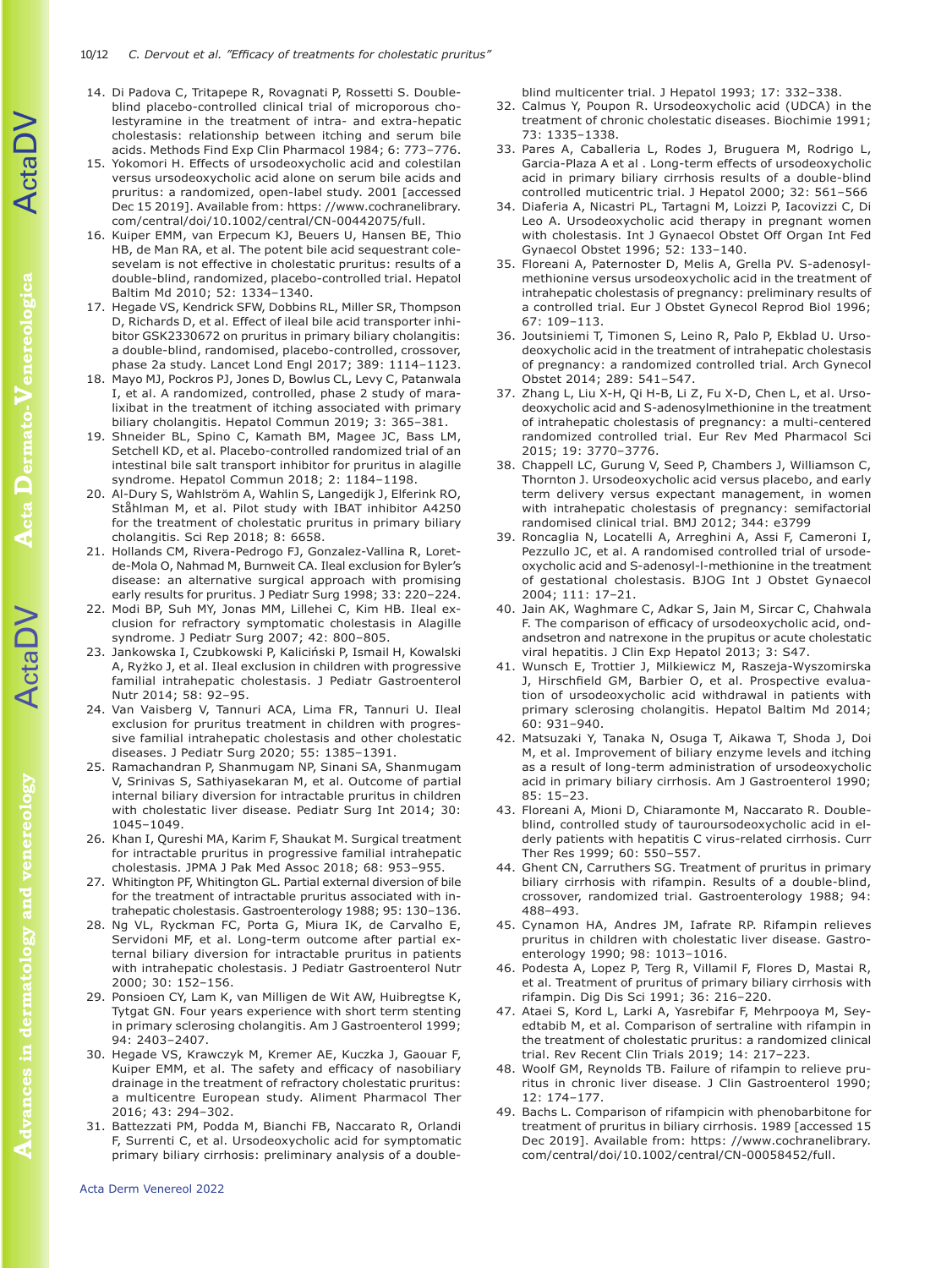14. Di Padova C, Tritapepe R, Rovagnati P, Rossetti S. Double-blind placebo-controlled clinical trial of microporous cholestyramine in the treatment of intra- and extra-hepatic cholestasis: relationship between itching and serum bile acids. Methods Find Exp Clin Pharmacol 1984; 6: 773–776.
15. Yokomori H. Effects of ursodeoxycholic acid and colestilan versus ursodeoxycholic acid alone on serum bile acids and pruritus: a randomized, open-label study. 2001 [accessed Dec 15 2019]. Available from: https: //www.cochranelibrary.com/central/doi/10.1002/central/CN-00442075/full.
16. Kuiper EMM, van Erpecum KJ, Beuers U, Hansen BE, Thio HB, de Man RA, et al. The potent bile acid sequestrant colesevelam is not effective in cholestatic pruritus: results of a double-blind, randomized, placebo-controlled trial. Hepatol Baltim Md 2010; 52: 1334–1340.
17. Hegade VS, Kendrick SFW, Dobbins RL, Miller SR, Thompson D, Richards D, et al. Effect of ileal bile acid transporter inhibitor GSK2330672 on pruritus in primary biliary cholangitis: a double-blind, randomised, placebo-controlled, crossover, phase 2a study. Lancet Lond Engl 2017; 389: 1114–1123.
18. Mayo MJ, Pockros PJ, Jones D, Bowlus CL, Levy C, Patanwala I, et al. A randomized, controlled, phase 2 study of maralixibat in the treatment of itching associated with primary biliary cholangitis. Hepatol Commun 2019; 3: 365–381.
19. Shneider BL, Spino C, Kamath BM, Magee JC, Bass LM, Setchell KD, et al. Placebo-controlled randomized trial of an intestinal bile salt transport inhibitor for pruritus in alagille syndrome. Hepatol Commun 2018; 2: 1184–1198.
20. Al-Dury S, Wahlström A, Wahlin S, Langedijk J, Elferink RO, Ståhlman M, et al. Pilot study with IBAT inhibitor A4250 for the treatment of cholestatic pruritus in primary biliary cholangitis. Sci Rep 2018; 8: 6658.
21. Hollands CM, Rivera-Pedrogo FJ, Gonzalez-Vallina R, Loret-de-Mola O, Nahmad M, Burnweit CA. Ileal exclusion for Byler's disease: an alternative surgical approach with promising early results for pruritus. J Pediatr Surg 1998; 33: 220–224.
22. Modi BP, Suh MY, Jonas MM, Lillehei C, Kim HB. Ileal exclusion for refractory symptomatic cholestasis in Alagille syndrome. J Pediatr Surg 2007; 42: 800–805.
23. Jankowska I, Czubkowski P, Kaliciński P, Ismail H, Kowalski A, Ryżko J, et al. Ileal exclusion in children with progressive familial intrahepatic cholestasis. J Pediatr Gastroenterol Nutr 2014; 58: 92–95.
24. Van Vaisberg V, Tannuri ACA, Lima FR, Tannuri U. Ileal exclusion for pruritus treatment in children with progressive familial intrahepatic cholestasis and other cholestatic diseases. J Pediatr Surg 2020; 55: 1385–1391.
25. Ramachandran P, Shanmugam NP, Sinani SA, Shanmugam V, Srinivas S, Sathiyasekaran M, et al. Outcome of partial internal biliary diversion for intractable pruritus in children with cholestatic liver disease. Pediatr Surg Int 2014; 30: 1045–1049.
26. Khan I, Qureshi MA, Karim F, Shaukat M. Surgical treatment for intractable pruritus in progressive familial intrahepatic cholestasis. JPMA J Pak Med Assoc 2018; 68: 953–955.
27. Whitington PF, Whitington GL. Partial external diversion of bile for the treatment of intractable pruritus associated with intrahepatic cholestasis. Gastroenterology 1988; 95: 130–136.
28. Ng VL, Ryckman FC, Porta G, Miura IK, de Carvalho E, Servidoni MF, et al. Long-term outcome after partial external biliary diversion for intractable pruritus in patients with intrahepatic cholestasis. J Pediatr Gastroenterol Nutr 2000; 30: 152–156.
29. Ponsioen CY, Lam K, van Milligen de Wit AW, Huibregtse K, Tytgat GN. Four years experience with short term stenting in primary sclerosing cholangitis. Am J Gastroenterol 1999; 94: 2403–2407.
30. Hegade VS, Krawczyk M, Kremer AE, Kuczka J, Gaouar F, Kuiper EMM, et al. The safety and efficacy of nasobiliary drainage in the treatment of refractory cholestatic pruritus: a multicentre European study. Aliment Pharmacol Ther 2016; 43: 294–302.
31. Battezzati PM, Podda M, Bianchi FB, Naccarato R, Orlandi F, Surrenti C, et al. Ursodeoxycholic acid for symptomatic primary biliary cirrhosis: preliminary analysis of a double-blind multicenter trial. J Hepatol 1993; 17: 332–338.
32. Calmus Y, Poupon R. Ursodeoxycholic acid (UDCA) in the treatment of chronic cholestatic diseases. Biochimie 1991; 73: 1335–1338.
33. Pares A, Caballeria L, Rodes J, Bruguera M, Rodrigo L, Garcia-Plaza A et al . Long-term effects of ursodeoxycholic acid in primary biliary cirrhosis results of a double-blind controlled muticentric trial. J Hepatol 2000; 32: 561–566
34. Diaferia A, Nicastri PL, Tartagni M, Loizzi P, Iacovizzi C, Di Leo A. Ursodeoxycholic acid therapy in pregnant women with cholestasis. Int J Gynaecol Obstet Off Organ Int Fed Gynaecol Obstet 1996; 52: 133–140.
35. Floreani A, Paternoster D, Melis A, Grella PV. S-adenosylmethionine versus ursodeoxycholic acid in the treatment of intrahepatic cholestasis of pregnancy: preliminary results of a controlled trial. Eur J Obstet Gynecol Reprod Biol 1996; 67: 109–113.
36. Joutsiniemi T, Timonen S, Leino R, Palo P, Ekblad U. Ursodeoxycholic acid in the treatment of intrahepatic cholestasis of pregnancy: a randomized controlled trial. Arch Gynecol Obstet 2014; 289: 541–547.
37. Zhang L, Liu X-H, Qi H-B, Li Z, Fu X-D, Chen L, et al. Ursodeoxycholic acid and S-adenosylmethionine in the treatment of intrahepatic cholestasis of pregnancy: a multi-centered randomized controlled trial. Eur Rev Med Pharmacol Sci 2015; 19: 3770–3776.
38. Chappell LC, Gurung V, Seed P, Chambers J, Williamson C, Thornton J. Ursodeoxycholic acid versus placebo, and early term delivery versus expectant management, in women with intrahepatic cholestasis of pregnancy: semifactorial randomised clinical trial. BMJ 2012; 344: e3799
39. Roncaglia N, Locatelli A, Arreghini A, Assi F, Cameroni I, Pezzullo JC, et al. A randomised controlled trial of ursodeoxycholic acid and S-adenosyl-l-methionine in the treatment of gestational cholestasis. BJOG Int J Obstet Gynaecol 2004; 111: 17–21.
40. Jain AK, Waghmare C, Adkar S, Jain M, Sircar C, Chahwala F. The comparison of efficacy of ursodeoxycholic acid, ondandsetron and natrexone in the prupitus or acute cholestatic viral hepatitis. J Clin Exp Hepatol 2013; 3: S47.
41. Wunsch E, Trottier J, Milkiewicz M, Raszeja-Wyszomirska J, Hirschfield GM, Barbier O, et al. Prospective evaluation of ursodeoxycholic acid withdrawal in patients with primary sclerosing cholangitis. Hepatol Baltim Md 2014; 60: 931–940.
42. Matsuzaki Y, Tanaka N, Osuga T, Aikawa T, Shoda J, Doi M, et al. Improvement of biliary enzyme levels and itching as a result of long-term administration of ursodeoxycholic acid in primary biliary cirrhosis. Am J Gastroenterol 1990; 85: 15–23.
43. Floreani A, Mioni D, Chiaramonte M, Naccarato R. Double-blind, controlled study of tauroursodeoxycholic acid in elderly patients with hepatitis C virus-related cirrhosis. Curr Ther Res 1999; 60: 550–557.
44. Ghent CN, Carruthers SG. Treatment of pruritus in primary biliary cirrhosis with rifampin. Results of a double-blind, crossover, randomized trial. Gastroenterology 1988; 94: 488–493.
45. Cynamon HA, Andres JM, Iafrate RP. Rifampin relieves pruritus in children with cholestatic liver disease. Gastroenterology 1990; 98: 1013–1016.
46. Podesta A, Lopez P, Terg R, Villamil F, Flores D, Mastai R, et al. Treatment of pruritus of primary biliary cirrhosis with rifampin. Dig Dis Sci 1991; 36: 216–220.
47. Ataei S, Kord L, Larki A, Yasrebifar F, Mehrpooya M, Seyedtabib M, et al. Comparison of sertraline with rifampin in the treatment of cholestatic pruritus: a randomized clinical trial. Rev Recent Clin Trials 2019; 14: 217–223.
48. Woolf GM, Reynolds TB. Failure of rifampin to relieve pruritus in chronic liver disease. J Clin Gastroenterol 1990; 12: 174–177.
49. Bachs L. Comparison of rifampicin with phenobarbitone for treatment of pruritus in biliary cirrhosis. 1989 [accessed 15 Dec 2019]. Available from: https: //www.cochranelibrary.com/central/doi/10.1002/central/CN-00058452/full.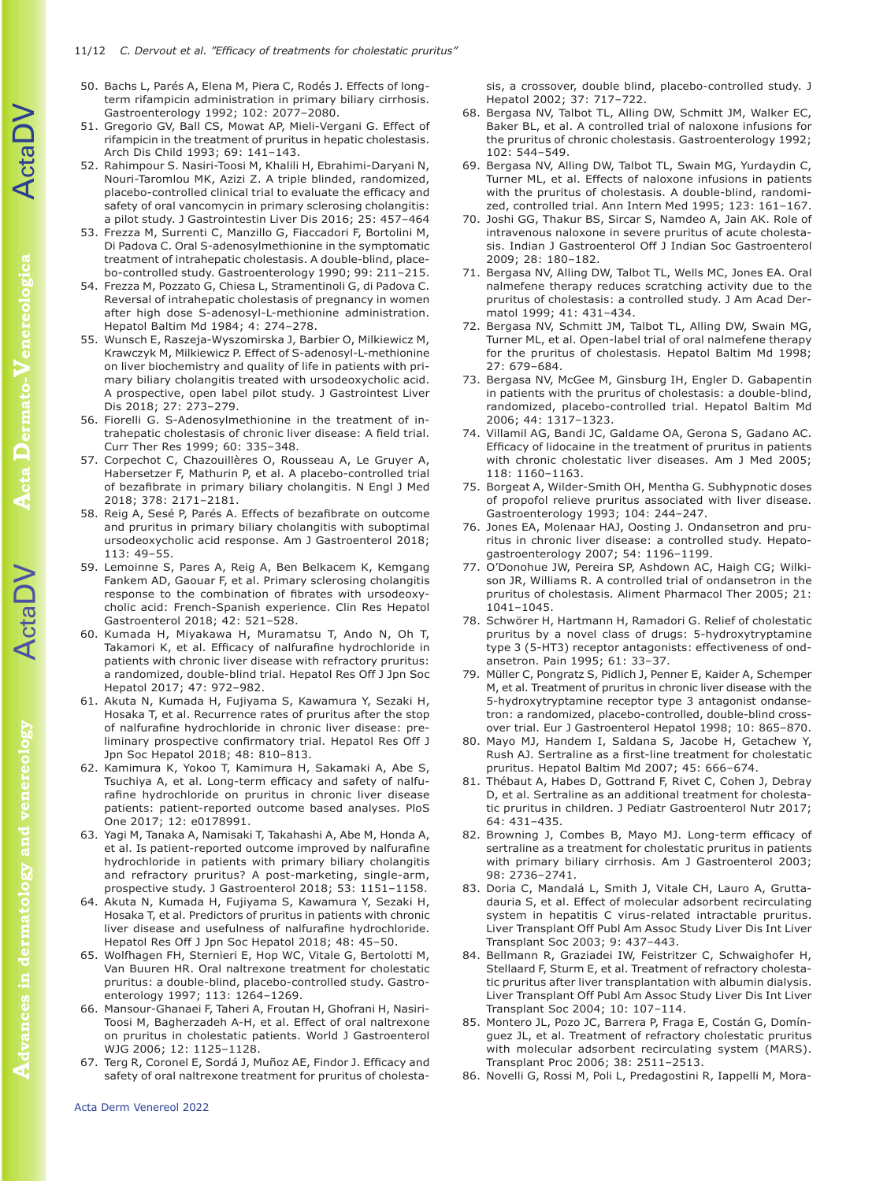50. Bachs L, Parés A, Elena M, Piera C, Rodés J. Effects of long-term rifampicin administration in primary biliary cirrhosis. Gastroenterology 1992; 102: 2077–2080.
51. Gregorio GV, Ball CS, Mowat AP, Mieli-Vergani G. Effect of rifampicin in the treatment of pruritus in hepatic cholestasis. Arch Dis Child 1993; 69: 141–143.
52. Rahimpour S. Nasiri-Toosi M, Khalili H, Ebrahimi-Daryani N, Nouri-Taromlou MK, Azizi Z. A triple blinded, randomized, placebo-controlled clinical trial to evaluate the efficacy and safety of oral vancomycin in primary sclerosing cholangitis: a pilot study. J Gastrointestin Liver Dis 2016; 25: 457–464
53. Frezza M, Surrenti C, Manzillo G, Fiaccadori F, Bortolini M, Di Padova C. Oral S-adenosylmethionine in the symptomatic treatment of intrahepatic cholestasis. A double-blind, placebo-controlled study. Gastroenterology 1990; 99: 211–215.
54. Frezza M, Pozzato G, Chiesa L, Stramentinoli G, di Padova C. Reversal of intrahepatic cholestasis of pregnancy in women after high dose S-adenosyl-L-methionine administration. Hepatol Baltim Md 1984; 4: 274–278.
55. Wunsch E, Raszeja-Wyszomirska J, Barbier O, Milkiewicz M, Krawczyk M, Milkiewicz P. Effect of S-adenosyl-L-methionine on liver biochemistry and quality of life in patients with primary biliary cholangitis treated with ursodeoxycholic acid. A prospective, open label pilot study. J Gastrointest Liver Dis 2018; 27: 273–279.
56. Fiorelli G. S-Adenosylmethionine in the treatment of intrahepatic cholestasis of chronic liver disease: A field trial. Curr Ther Res 1999; 60: 335–348.
57. Corpechot C, Chazouillères O, Rousseau A, Le Gruyer A, Habersetzer F, Mathurin P, et al. A placebo-controlled trial of bezafibrate in primary biliary cholangitis. N Engl J Med 2018; 378: 2171–2181.
58. Reig A, Sesé P, Parés A. Effects of bezafibrate on outcome and pruritus in primary biliary cholangitis with suboptimal ursodeoxycholic acid response. Am J Gastroenterol 2018; 113: 49–55.
59. Lemoinne S, Pares A, Reig A, Ben Belkacem K, Kemgang Fankem AD, Gaouar F, et al. Primary sclerosing cholangitis response to the combination of fibrates with ursodeoxycholic acid: French-Spanish experience. Clin Res Hepatol Gastroenterol 2018; 42: 521–528.
60. Kumada H, Miyakawa H, Muramatsu T, Ando N, Oh T, Takamori K, et al. Efficacy of nalfurafine hydrochloride in patients with chronic liver disease with refractory pruritus: a randomized, double-blind trial. Hepatol Res Off J Jpn Soc Hepatol 2017; 47: 972–982.
61. Akuta N, Kumada H, Fujiyama S, Kawamura Y, Sezaki H, Hosaka T, et al. Recurrence rates of pruritus after the stop of nalfurafine hydrochloride in chronic liver disease: preliminary prospective confirmatory trial. Hepatol Res Off J Jpn Soc Hepatol 2018; 48: 810–813.
62. Kamimura K, Yokoo T, Kamimura H, Sakamaki A, Abe S, Tsuchiya A, et al. Long-term efficacy and safety of nalfurafine hydrochloride on pruritus in chronic liver disease patients: patient-reported outcome based analyses. PloS One 2017; 12: e0178991.
63. Yagi M, Tanaka A, Namisaki T, Takahashi A, Abe M, Honda A, et al. Is patient-reported outcome improved by nalfurafine hydrochloride in patients with primary biliary cholangitis and refractory pruritus? A post-marketing, single-arm, prospective study. J Gastroenterol 2018; 53: 1151–1158.
64. Akuta N, Kumada H, Fujiyama S, Kawamura Y, Sezaki H, Hosaka T, et al. Predictors of pruritus in patients with chronic liver disease and usefulness of nalfurafine hydrochloride. Hepatol Res Off J Jpn Soc Hepatol 2018; 48: 45–50.
65. Wolfhagen FH, Sternieri E, Hop WC, Vitale G, Bertolotti M, Van Buuren HR. Oral naltrexone treatment for cholestatic pruritus: a double-blind, placebo-controlled study. Gastroenterology 1997; 113: 1264–1269.
66. Mansour-Ghanaei F, Taheri A, Froutan H, Ghofrani H, Nasiri-Toosi M, Bagherzadeh A-H, et al. Effect of oral naltrexone on pruritus in cholestatic patients. World J Gastroenterol WJG 2006; 12: 1125–1128.
67. Terg R, Coronel E, Sordá J, Muñoz AE, Findor J. Efficacy and safety of oral naltrexone treatment for pruritus of cholestasis, a crossover, double blind, placebo-controlled study. J Hepatol 2002; 37: 717–722.
68. Bergasa NV, Talbot TL, Alling DW, Schmitt JM, Walker EC, Baker BL, et al. A controlled trial of naloxone infusions for the pruritus of chronic cholestasis. Gastroenterology 1992; 102: 544–549.
69. Bergasa NV, Alling DW, Talbot TL, Swain MG, Yurdaydin C, Turner ML, et al. Effects of naloxone infusions in patients with the pruritus of cholestasis. A double-blind, randomized, controlled trial. Ann Intern Med 1995; 123: 161–167.
70. Joshi GG, Thakur BS, Sircar S, Namdeo A, Jain AK. Role of intravenous naloxone in severe pruritus of acute cholestasis. Indian J Gastroenterol Off J Indian Soc Gastroenterol 2009; 28: 180–182.
71. Bergasa NV, Alling DW, Talbot TL, Wells MC, Jones EA. Oral nalmefene therapy reduces scratching activity due to the pruritus of cholestasis: a controlled study. J Am Acad Dermatol 1999; 41: 431–434.
72. Bergasa NV, Schmitt JM, Talbot TL, Alling DW, Swain MG, Turner ML, et al. Open-label trial of oral nalmefene therapy for the pruritus of cholestasis. Hepatol Baltim Md 1998; 27: 679–684.
73. Bergasa NV, McGee M, Ginsburg IH, Engler D. Gabapentin in patients with the pruritus of cholestasis: a double-blind, randomized, placebo-controlled trial. Hepatol Baltim Md 2006; 44: 1317–1323.
74. Villamil AG, Bandi JC, Galdame OA, Gerona S, Gadano AC. Efficacy of lidocaine in the treatment of pruritus in patients with chronic cholestatic liver diseases. Am J Med 2005; 118: 1160–1163.
75. Borgeat A, Wilder-Smith OH, Mentha G. Subhypnotic doses of propofol relieve pruritus associated with liver disease. Gastroenterology 1993; 104: 244–247.
76. Jones EA, Molenaar HAJ, Oosting J. Ondansetron and pruritus in chronic liver disease: a controlled study. Hepatogastroenterology 2007; 54: 1196–1199.
77. O'Donohue JW, Pereira SP, Ashdown AC, Haigh CG; Wilkinson JR, Williams R. A controlled trial of ondansetron in the pruritus of cholestasis. Aliment Pharmacol Ther 2005; 21: 1041–1045.
78. Schwörer H, Hartmann H, Ramadori G. Relief of cholestatic pruritus by a novel class of drugs: 5-hydroxytryptamine type 3 (5-HT3) receptor antagonists: effectiveness of ondansetron. Pain 1995; 61: 33–37.
79. Müller C, Pongratz S, Pidlich J, Penner E, Kaider A, Schemper M, et al. Treatment of pruritus in chronic liver disease with the 5-hydroxytryptamine receptor type 3 antagonist ondansetron: a randomized, placebo-controlled, double-blind crossover trial. Eur J Gastroenterol Hepatol 1998; 10: 865–870.
80. Mayo MJ, Handem I, Saldana S, Jacobe H, Getachew Y, Rush AJ. Sertraline as a first-line treatment for cholestatic pruritus. Hepatol Baltim Md 2007; 45: 666–674.
81. Thébaut A, Habes D, Gottrand F, Rivet C, Cohen J, Debray D, et al. Sertraline as an additional treatment for cholestatic pruritus in children. J Pediatr Gastroenterol Nutr 2017; 64: 431–435.
82. Browning J, Combes B, Mayo MJ. Long-term efficacy of sertraline as a treatment for cholestatic pruritus in patients with primary biliary cirrhosis. Am J Gastroenterol 2003; 98: 2736–2741.
83. Doria C, Mandalá L, Smith J, Vitale CH, Lauro A, Gruttadauria S, et al. Effect of molecular adsorbent recirculating system in hepatitis C virus-related intractable pruritus. Liver Transplant Off Publ Am Assoc Study Liver Dis Int Liver Transplant Soc 2003; 9: 437–443.
84. Bellmann R, Graziadei IW, Feistritzer C, Schwaighofer H, Stellaard F, Sturm E, et al. Treatment of refractory cholestatic pruritus after liver transplantation with albumin dialysis. Liver Transplant Off Publ Am Assoc Study Liver Dis Int Liver Transplant Soc 2004; 10: 107–114.
85. Montero JL, Pozo JC, Barrera P, Fraga E, Costán G, Domínguez JL, et al. Treatment of refractory cholestatic pruritus with molecular adsorbent recirculating system (MARS). Transplant Proc 2006; 38: 2511–2513.
86. Novelli G, Rossi M, Poli L, Predagostini R, Iappelli M, Mora-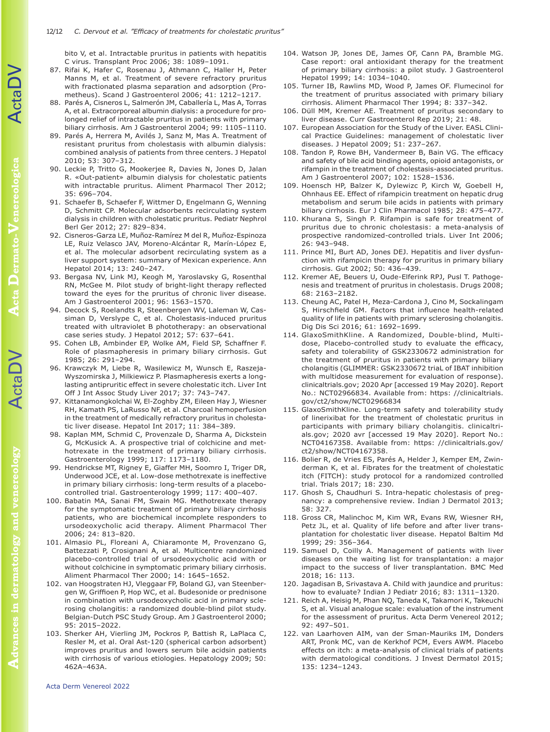bito V, et al. Intractable pruritus in patients with hepatitis C virus. Transplant Proc 2006; 38: 1089–1091.

87. Rifai K, Hafer C, Rosenau J, Athmann C, Haller H, Peter Manns M, et al. Treatment of severe refractory pruritus with fractionated plasma separation and adsorption (Prometheus). Scand J Gastroenterol 2006; 41: 1212–1217.
88. Parés A, Cisneros L, Salmerón JM, Caballería L, Mas A, Torras A, et al. Extracorporeal albumin dialysis: a procedure for prolonged relief of intractable pruritus in patients with primary biliary cirrhosis. Am J Gastroenterol 2004; 99: 1105–1110.
89. Parés A, Herrera M, Avilés J, Sanz M, Mas A. Treatment of resistant pruritus from cholestasis with albumin dialysis: combined analysis of patients from three centers. J Hepatol 2010; 53: 307–312.
90. Leckie P, Tritto G, Mookerjee R, Davies N, Jones D, Jalan R. «Out-patient» albumin dialysis for cholestatic patients with intractable pruritus. Aliment Pharmacol Ther 2012; 35: 696–704.
91. Schaefer B, Schaefer F, Wittmer D, Engelmann G, Wenning D, Schmitt CP. Molecular adsorbents recirculating system dialysis in children with cholestatic pruritus. Pediatr Nephrol Berl Ger 2012; 27: 829–834.
92. Cisneros-Garza LE, Muñoz-Ramírez M del R, Muñoz-Espinoza LE, Ruiz Velasco JAV, Moreno-Alcántar R, Marín-López E, et al. The molecular adsorbent recirculating system as a liver support system: summary of Mexican experience. Ann Hepatol 2014; 13: 240–247.
93. Bergasa NV, Link MJ, Keogh M, Yaroslavsky G, Rosenthal RN, McGee M. Pilot study of bright-light therapy reflected toward the eyes for the pruritus of chronic liver disease. Am J Gastroenterol 2001; 96: 1563–1570.
94. Decock S, Roelandts R, Steenbergen WV, Laleman W, Cassiman D, Verslype C, et al. Cholestasis-induced pruritus treated with ultraviolet B phototherapy: an observational case series study. J Hepatol 2012; 57: 637–641.
95. Cohen LB, Ambinder EP, Wolke AM, Field SP, Schaffner F. Role of plasmapheresis in primary biliary cirrhosis. Gut 1985; 26: 291–294.
96. Krawczyk M, Liebe R, Wasilewicz M, Wunsch E, Raszeja-Wyszomirska J, Milkiewicz P. Plasmapheresis exerts a long-lasting antipruritic effect in severe cholestatic itch. Liver Int Off J Int Assoc Study Liver 2017; 37: 743–747.
97. Kittanamongkolchai W, El-Zoghby ZM, Eileen Hay J, Wiesner RH, Kamath PS, LaRusso NF, et al. Charcoal hemoperfusion in the treatment of medically refractory pruritus in cholestatic liver disease. Hepatol Int 2017; 11: 384–389.
98. Kaplan MM, Schmid C, Provenzale D, Sharma A, Dickstein G, McKusick A. A prospective trial of colchicine and methotrexate in the treatment of primary biliary cirrhosis. Gastroenterology 1999; 117: 1173–1180.
99. Hendrickse MT, Rigney E, Giaffer MH, Soomro I, Triger DR, Underwood JCE, et al. Low-dose methotrexate is ineffective in primary biliary cirrhosis: long-term results of a placebo-controlled trial. Gastroenterology 1999; 117: 400–407.
100. Babatin MA, Sanai FM, Swain MG. Methotrexate therapy for the symptomatic treatment of primary biliary cirrhosis patients, who are biochemical incomplete responders to ursodeoxycholic acid therapy. Aliment Pharmacol Ther 2006; 24: 813–820.
101. Almasio PL, Floreani A, Chiaramonte M, Provenzano G, Battezzati P, Crosignani A, et al. Multicentre randomized placebo-controlled trial of ursodeoxycholic acid with or without colchicine in symptomatic primary biliary cirrhosis. Aliment Pharmacol Ther 2000; 14: 1645–1652.
102. van Hoogstraten HJ, Vleggaar FP, Boland GJ, van Steenbergen W, Griffioen P, Hop WC, et al. Budesonide or prednisone in combination with ursodeoxycholic acid in primary sclerosing cholangitis: a randomized double-blind pilot study. Belgian-Dutch PSC Study Group. Am J Gastroenterol 2000; 95: 2015–2022.
103. Sherker AH, Vierling JM, Pockros P, Battish R, LaPlaca C, Resler M, et al. Oral Ast-120 (spherical carbon adsorbent) improves pruritus and lowers serum bile acidsin patients with cirrhosis of various etiologies. Hepatology 2009; 50: 462A–463A.
104. Watson JP, Jones DE, James OF, Cann PA, Bramble MG. Case report: oral antioxidant therapy for the treatment of primary biliary cirrhosis: a pilot study. J Gastroenterol Hepatol 1999; 14: 1034–1040.
105. Turner IB, Rawlins MD, Wood P, James OF. Flumecinol for the treatment of pruritus associated with primary biliary cirrhosis. Aliment Pharmacol Ther 1994; 8: 337–342.
106. Düll MM, Kremer AE. Treatment of pruritus secondary to liver disease. Curr Gastroenterol Rep 2019; 21: 48.
107. European Association for the Study of the Liver. EASL Clinical Practice Guidelines: management of cholestatic liver diseases. J Hepatol 2009; 51: 237–267.
108. Tandon P, Rowe BH, Vandermeer B, Bain VG. The efficacy and safety of bile acid binding agents, opioid antagonists, or rifampin in the treatment of cholestasis-associated pruritus. Am J Gastroenterol 2007; 102: 1528–1536.
109. Hoensch HP, Balzer K, Dylewizc P, Kirch W, Goebell H, Ohnhaus EE. Effect of rifampicin treatment on hepatic drug metabolism and serum bile acids in patients with primary biliary cirrhosis. Eur J Clin Pharmacol 1985; 28: 475–477.
110. Khurana S, Singh P. Rifampin is safe for treatment of pruritus due to chronic cholestasis: a meta-analysis of prospective randomized-controlled trials. Liver Int 2006; 26: 943–948.
111. Prince MI, Burt AD, Jones DEJ. Hepatitis and liver dysfunction with rifampicin therapy for pruritus in primary biliary cirrhosis. Gut 2002; 50: 436–439.
112. Kremer AE, Beuers U, Oude-Elferink RPJ, Pusl T. Pathogenesis and treatment of pruritus in cholestasis. Drugs 2008; 68: 2163–2182.
113. Cheung AC, Patel H, Meza-Cardona J, Cino M, Sockalingam S, Hirschfield GM. Factors that influence health-related quality of life in patients with primary sclerosing cholangitis. Dig Dis Sci 2016; 61: 1692–1699.
114. GlaxoSmithKline. A Randomized, Double-blind, Multidose, Placebo-controlled study to evaluate the efficacy, safety and tolerability of GSK2330672 administration for the treatment of pruritus in patients with primary biliary cholangitis (GLIMMER: GSK2330672 triaL of IBAT inhibition with multidose measurement for evaluation of response). clinicaltrials.gov; 2020 Apr [accessed 19 May 2020]. Report No.: NCT02966834. Available from: https: //clinicaltrials.gov/ct2/show/NCT02966834
115. GlaxoSmithKline. Long-term safety and tolerability study of linerixibat for the treatment of cholestatic pruritus in participants with primary biliary cholangitis. clinicaltrials.gov; 2020 avr [accessed 19 May 2020]. Report No.: NCT04167358. Available from: https: //clinicaltrials.gov/ct2/show/NCT04167358.
116. Bolier R, de Vries ES, Parés A, Helder J, Kemper EM, Zwinderman K, et al. Fibrates for the treatment of cholestatic itch (FITCH): study protocol for a randomized controlled trial. Trials 2017; 18: 230.
117. Ghosh S, Chaudhuri S. Intra-hepatic cholestasis of pregnancy: a comprehensive review. Indian J Dermatol 2013; 58: 327.
118. Gross CR, Malinchoc M, Kim WR, Evans RW, Wiesner RH, Petz JL, et al. Quality of life before and after liver transplantation for cholestatic liver disease. Hepatol Baltim Md 1999; 29: 356–364.
119. Samuel D, Coilly A. Management of patients with liver diseases on the waiting list for transplantation: a major impact to the success of liver transplantation. BMC Med 2018; 16: 113.
120. Jagadisan B, Srivastava A. Child with jaundice and pruritus: how to evaluate? Indian J Pediatr 2016; 83: 1311–1320.
121. Reich A, Heisig M, Phan NQ, Taneda K, Takamori K, Takeuchi S, et al. Visual analogue scale: evaluation of the instrument for the assessment of pruritus. Acta Derm Venereol 2012; 92: 497–501.
122. van Laarhoven AIM, van der Sman-Mauriks IM, Donders ART, Pronk MC, van de Kerkhof PCM, Evers AWM. Placebo effects on itch: a meta-analysis of clinical trials of patients with dermatological conditions. J Invest Dermatol 2015; 135: 1234–1243.